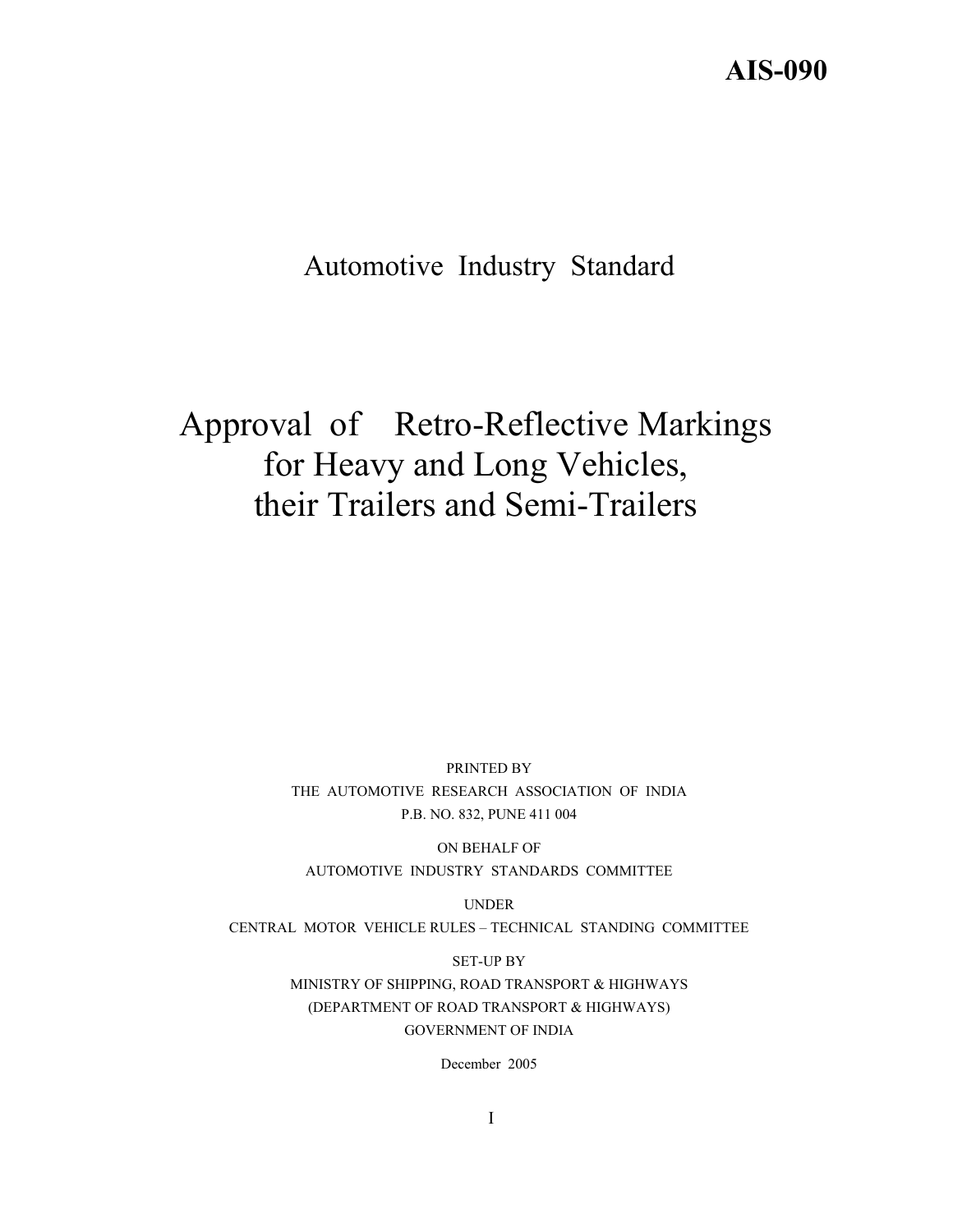**AIS-090**

Automotive Industry Standard

# Approval of Retro-Reflective Markings for Heavy and Long Vehicles, their Trailers and Semi-Trailers

PRINTED BY
THE AUTOMOTIVE RESEARCH ASSOCIATION OF INDIA
P.B. NO. 832, PUNE 411 004

ON BEHALF OF
AUTOMOTIVE INDUSTRY STANDARDS COMMITTEE

UNDER
CENTRAL MOTOR VEHICLE RULES – TECHNICAL STANDING COMMITTEE

SET-UP BY
MINISTRY OF SHIPPING, ROAD TRANSPORT & HIGHWAYS
(DEPARTMENT OF ROAD TRANSPORT & HIGHWAYS)
GOVERNMENT OF INDIA

December 2005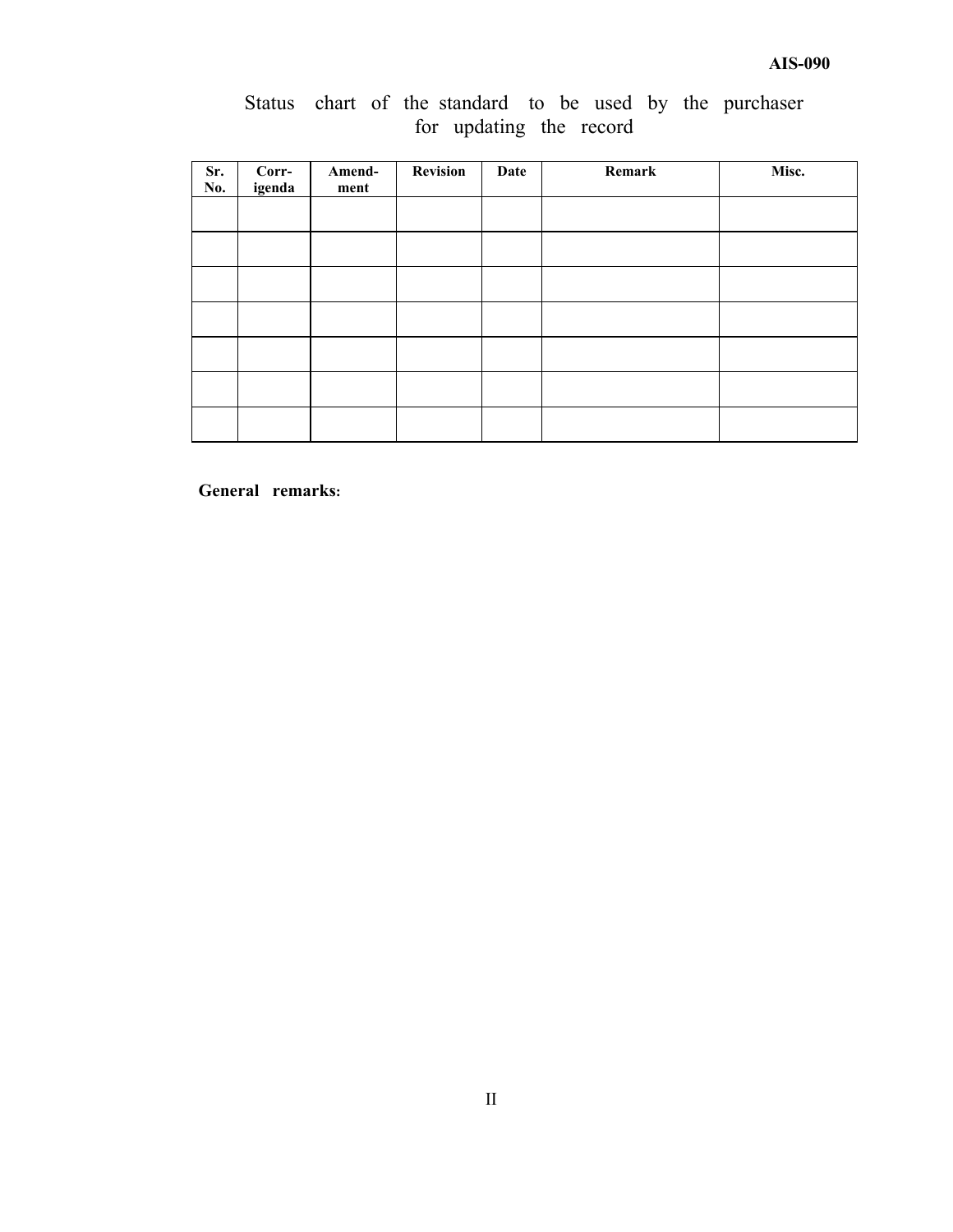Status chart of the standard to be used by the purchaser for updating the record

| Sr. No. | Corr-igenda | Amend-ment | Revision | Date | Remark | Misc. |
|---|---|---|---|---|---|---|
| | | | | | | |
| | | | | | | |
| | | | | | | |
| | | | | | | |
| | | | | | | |
| | | | | | | |
| | | | | | | |

**General remarks:**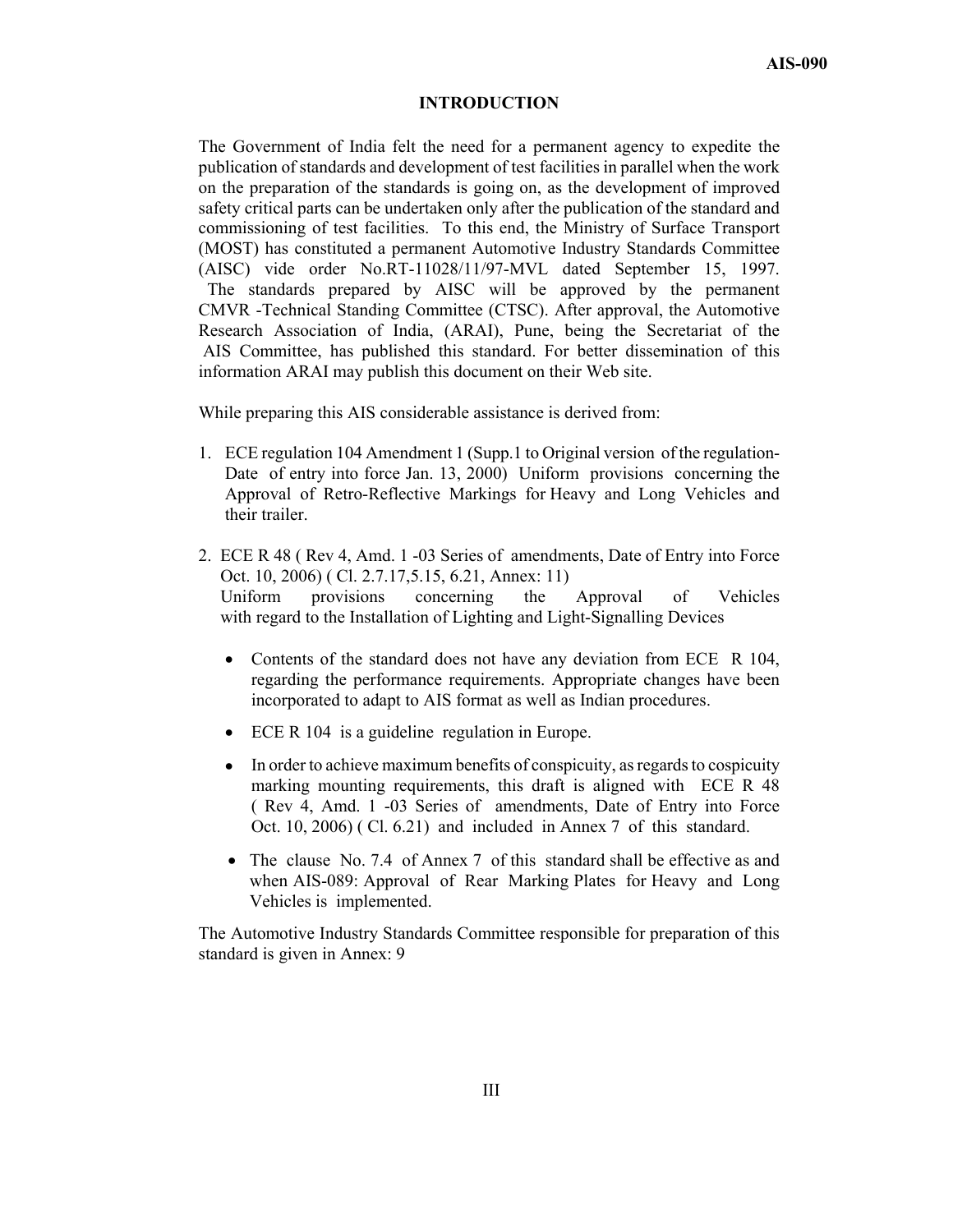## INTRODUCTION

The Government of India felt the need for a permanent agency to expedite the publication of standards and development of test facilities in parallel when the work on the preparation of the standards is going on, as the development of improved safety critical parts can be undertaken only after the publication of the standard and commissioning of test facilities. To this end, the Ministry of Surface Transport (MOST) has constituted a permanent Automotive Industry Standards Committee (AISC) vide order No.RT-11028/11/97-MVL dated September 15, 1997. The standards prepared by AISC will be approved by the permanent CMVR -Technical Standing Committee (CTSC). After approval, the Automotive Research Association of India, (ARAI), Pune, being the Secretariat of the AIS Committee, has published this standard. For better dissemination of this information ARAI may publish this document on their Web site.

While preparing this AIS considerable assistance is derived from:

1. ECE regulation 104 Amendment 1 (Supp.1 to Original version of the regulation- Date of entry into force Jan. 13, 2000) Uniform provisions concerning the Approval of Retro-Reflective Markings for Heavy and Long Vehicles and their trailer.

2. ECE R 48 ( Rev 4, Amd. 1 -03 Series of amendments, Date of Entry into Force Oct. 10, 2006) ( Cl. 2.7.17,5.15, 6.21, Annex: 11)
   Uniform provisions concerning the Approval of Vehicles with regard to the Installation of Lighting and Light-Signalling Devices

   - Contents of the standard does not have any deviation from ECE R 104, regarding the performance requirements. Appropriate changes have been incorporated to adapt to AIS format as well as Indian procedures.
   - ECE R 104 is a guideline regulation in Europe.
   - In order to achieve maximum benefits of conspicuity, as regards to cospicuity marking mounting requirements, this draft is aligned with ECE R 48 ( Rev 4, Amd. 1 -03 Series of amendments, Date of Entry into Force Oct. 10, 2006) ( Cl. 6.21) and included in Annex 7 of this standard.
   - The clause No. 7.4 of Annex 7 of this standard shall be effective as and when AIS-089: Approval of Rear Marking Plates for Heavy and Long Vehicles is implemented.

The Automotive Industry Standards Committee responsible for preparation of this standard is given in Annex: 9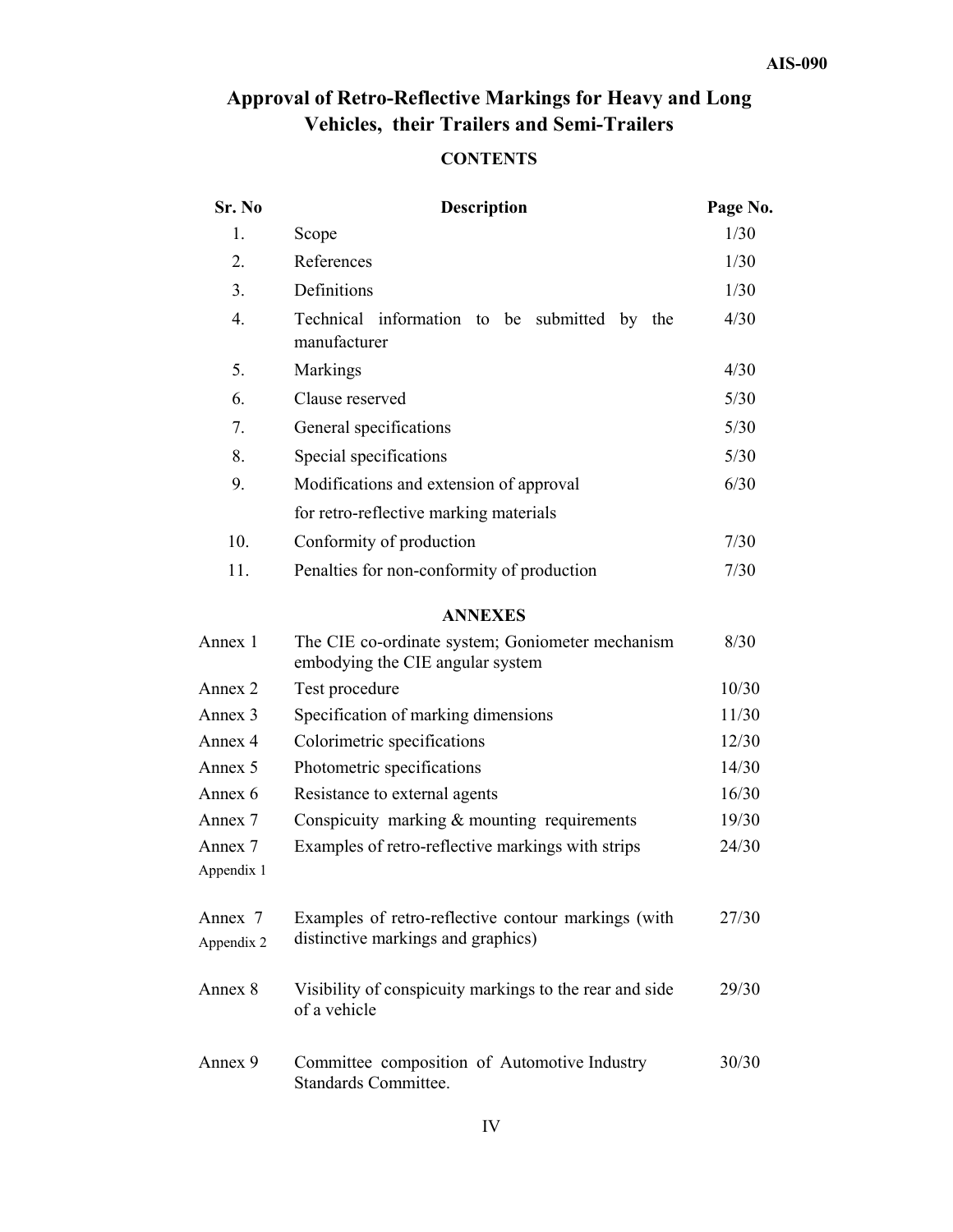# Approval of Retro-Reflective Markings for Heavy and Long Vehicles, their Trailers and Semi-Trailers

## CONTENTS

| Sr. No | Description | Page No. |
|---|---|---|
| 1. | Scope | 1/30 |
| 2. | References | 1/30 |
| 3. | Definitions | 1/30 |
| 4. | Technical information to be submitted by the manufacturer | 4/30 |
| 5. | Markings | 4/30 |
| 6. | Clause reserved | 5/30 |
| 7. | General specifications | 5/30 |
| 8. | Special specifications | 5/30 |
| 9. | Modifications and extension of approval for retro-reflective marking materials | 6/30 |
| 10. | Conformity of production | 7/30 |
| 11. | Penalties for non-conformity of production | 7/30 |

## ANNEXES

| | | |
|---|---|---|
| Annex 1 | The CIE co-ordinate system; Goniometer mechanism embodying the CIE angular system | 8/30 |
| Annex 2 | Test procedure | 10/30 |
| Annex 3 | Specification of marking dimensions | 11/30 |
| Annex 4 | Colorimetric specifications | 12/30 |
| Annex 5 | Photometric specifications | 14/30 |
| Annex 6 | Resistance to external agents | 16/30 |
| Annex 7 | Conspicuity marking & mounting requirements | 19/30 |
| Annex 7 Appendix 1 | Examples of retro-reflective markings with strips | 24/30 |
| Annex 7 Appendix 2 | Examples of retro-reflective contour markings (with distinctive markings and graphics) | 27/30 |
| Annex 8 | Visibility of conspicuity markings to the rear and side of a vehicle | 29/30 |
| Annex 9 | Committee composition of Automotive Industry Standards Committee. | 30/30 |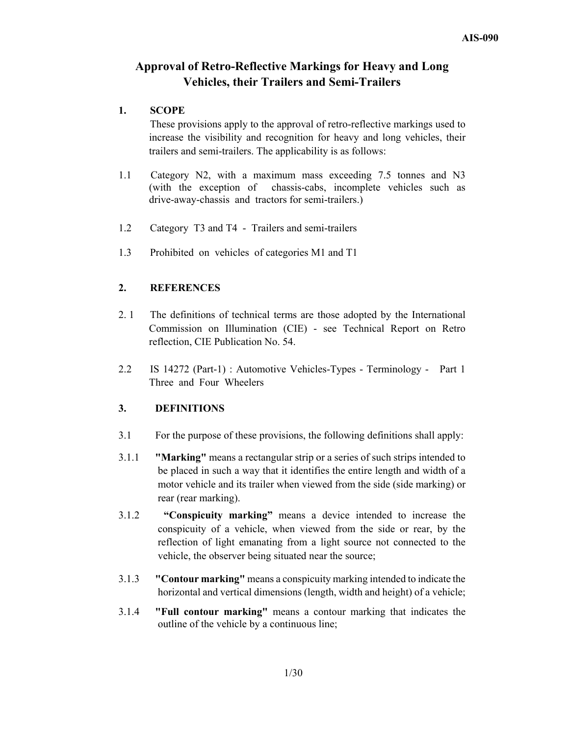# Approval of Retro-Reflective Markings for Heavy and Long Vehicles, their Trailers and Semi-Trailers

## 1. SCOPE

These provisions apply to the approval of retro-reflective markings used to increase the visibility and recognition for heavy and long vehicles, their trailers and semi-trailers. The applicability is as follows:

1.1 Category N2, with a maximum mass exceeding 7.5 tonnes and N3 (with the exception of chassis-cabs, incomplete vehicles such as drive-away-chassis and tractors for semi-trailers.)

1.2 Category T3 and T4 - Trailers and semi-trailers

1.3 Prohibited on vehicles of categories M1 and T1

## 2. REFERENCES

2.1 The definitions of technical terms are those adopted by the International Commission on Illumination (CIE) - see Technical Report on Retro reflection, CIE Publication No. 54.

2.2 IS 14272 (Part-1) : Automotive Vehicles-Types - Terminology - Part 1 Three and Four Wheelers

## 3. DEFINITIONS

3.1 For the purpose of these provisions, the following definitions shall apply:

3.1.1 **"Marking"** means a rectangular strip or a series of such strips intended to be placed in such a way that it identifies the entire length and width of a motor vehicle and its trailer when viewed from the side (side marking) or rear (rear marking).

3.1.2 **"Conspicuity marking"** means a device intended to increase the conspicuity of a vehicle, when viewed from the side or rear, by the reflection of light emanating from a light source not connected to the vehicle, the observer being situated near the source;

3.1.3 **"Contour marking"** means a conspicuity marking intended to indicate the horizontal and vertical dimensions (length, width and height) of a vehicle;

3.1.4 **"Full contour marking"** means a contour marking that indicates the outline of the vehicle by a continuous line;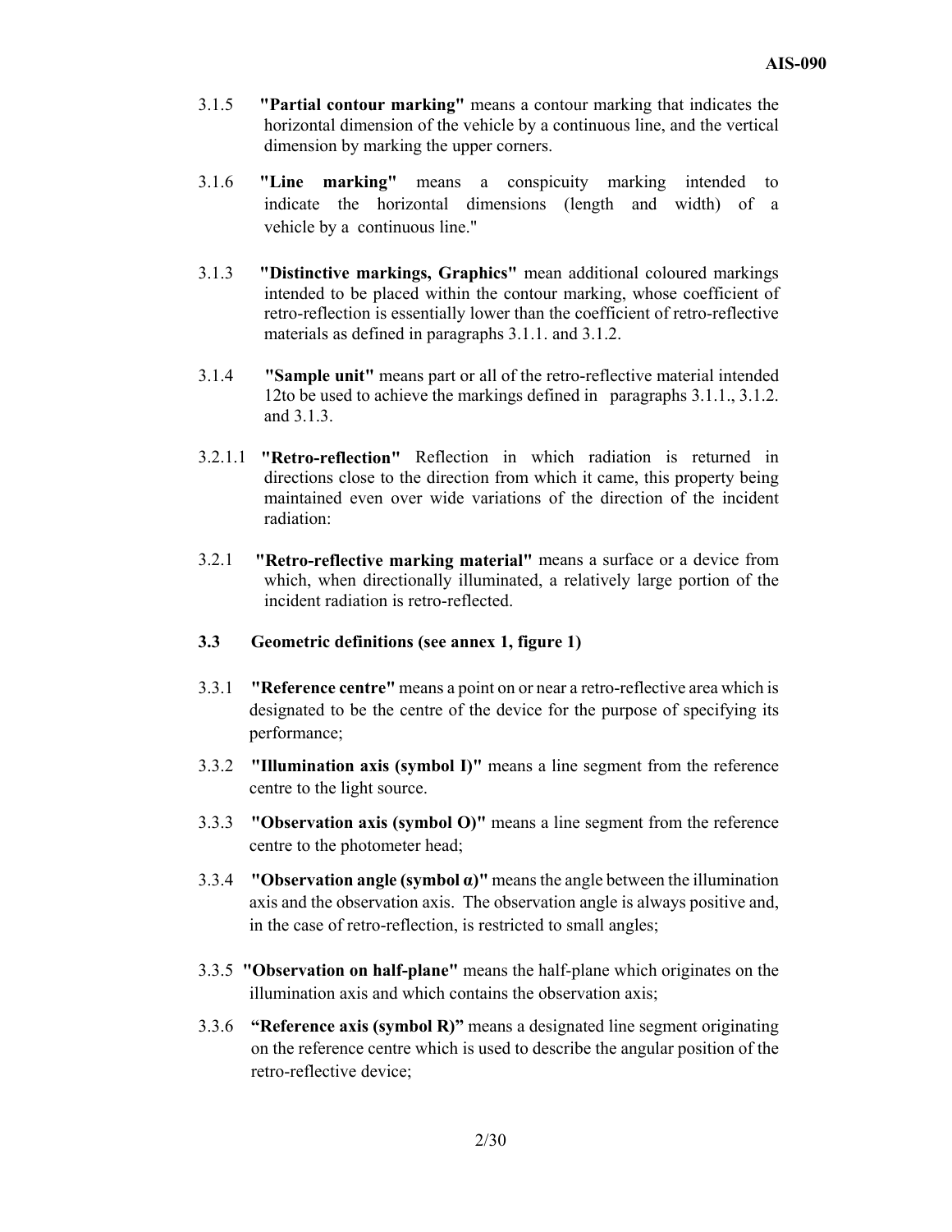3.1.5 **"Partial contour marking"** means a contour marking that indicates the horizontal dimension of the vehicle by a continuous line, and the vertical dimension by marking the upper corners.

3.1.6 **"Line marking"** means a conspicuity marking intended to indicate the horizontal dimensions (length and width) of a vehicle by a continuous line."

3.1.3 **"Distinctive markings, Graphics"** mean additional coloured markings intended to be placed within the contour marking, whose coefficient of retro-reflection is essentially lower than the coefficient of retro-reflective materials as defined in paragraphs 3.1.1. and 3.1.2.

3.1.4 **"Sample unit"** means part or all of the retro-reflective material intended 12to be used to achieve the markings defined in paragraphs 3.1.1., 3.1.2. and 3.1.3.

3.2.1.1 **"Retro-reflection"** Reflection in which radiation is returned in directions close to the direction from which it came, this property being maintained even over wide variations of the direction of the incident radiation:

3.2.1 **"Retro-reflective marking material"** means a surface or a device from which, when directionally illuminated, a relatively large portion of the incident radiation is retro-reflected.

**3.3 Geometric definitions (see annex 1, figure 1)**

3.3.1 **"Reference centre"** means a point on or near a retro-reflective area which is designated to be the centre of the device for the purpose of specifying its performance;

3.3.2 **"Illumination axis (symbol I)"** means a line segment from the reference centre to the light source.

3.3.3 **"Observation axis (symbol O)"** means a line segment from the reference centre to the photometer head;

3.3.4 **"Observation angle (symbol α)"** means the angle between the illumination axis and the observation axis. The observation angle is always positive and, in the case of retro-reflection, is restricted to small angles;

3.3.5 **"Observation on half-plane"** means the half-plane which originates on the illumination axis and which contains the observation axis;

3.3.6 **"Reference axis (symbol R)"** means a designated line segment originating on the reference centre which is used to describe the angular position of the retro-reflective device;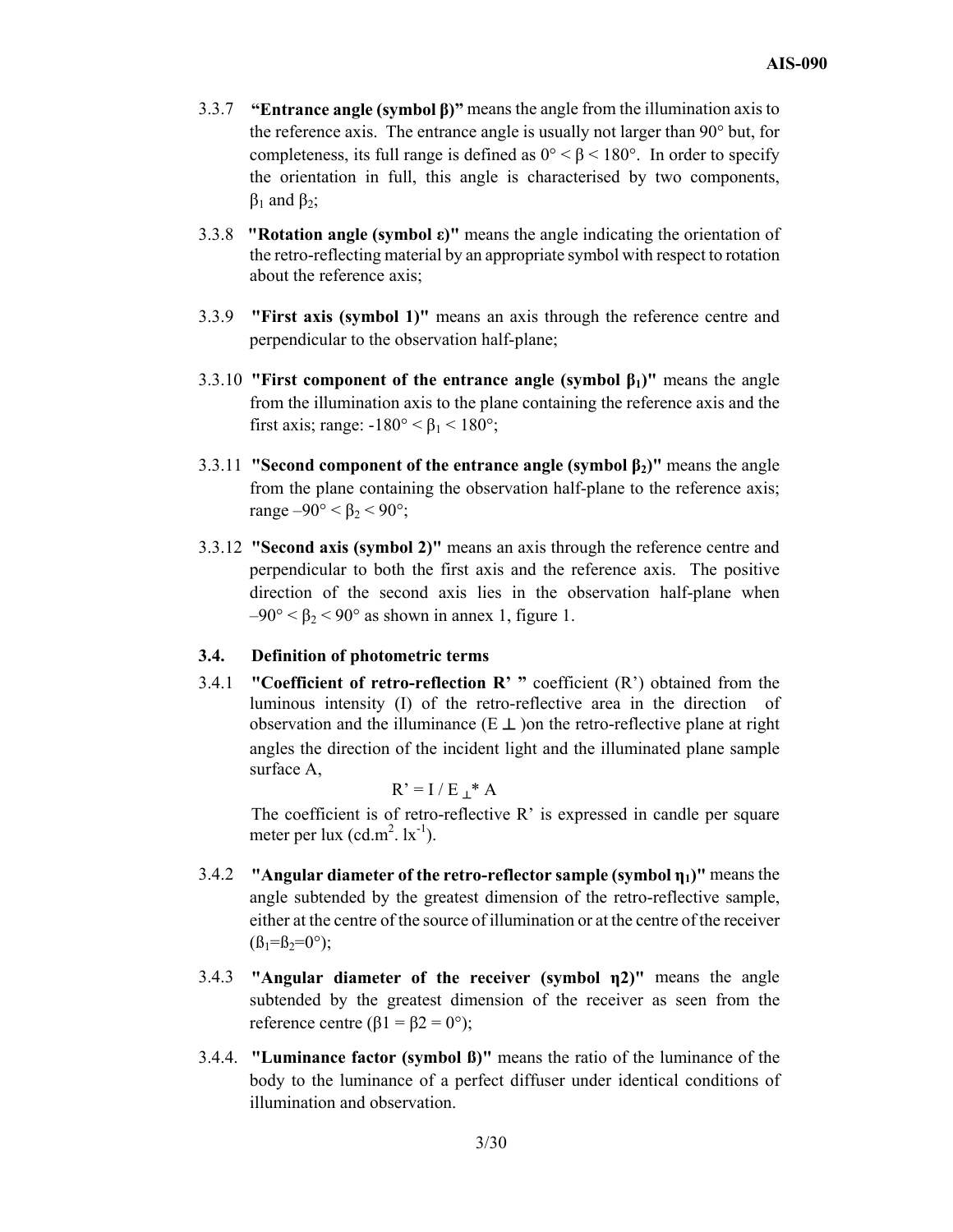3.3.7 **"Entrance angle (symbol β)"** means the angle from the illumination axis to the reference axis. The entrance angle is usually not larger than 90° but, for completeness, its full range is defined as $0° < \beta < 180°$. In order to specify the orientation in full, this angle is characterised by two components, $\beta_1$ and $\beta_2$;

3.3.8 **"Rotation angle (symbol ε)"** means the angle indicating the orientation of the retro-reflecting material by an appropriate symbol with respect to rotation about the reference axis;

3.3.9 **"First axis (symbol 1)"** means an axis through the reference centre and perpendicular to the observation half-plane;

3.3.10 **"First component of the entrance angle (symbol $\beta_1$)"** means the angle from the illumination axis to the plane containing the reference axis and the first axis; range: $-180° < \beta_1 < 180°$;

3.3.11 **"Second component of the entrance angle (symbol $\beta_2$)"** means the angle from the plane containing the observation half-plane to the reference axis; range $-90° < \beta_2 < 90°$;

3.3.12 **"Second axis (symbol 2)"** means an axis through the reference centre and perpendicular to both the first axis and the reference axis. The positive direction of the second axis lies in the observation half-plane when $-90° < \beta_2 < 90°$ as shown in annex 1, figure 1.

### 3.4. Definition of photometric terms

3.4.1 **"Coefficient of retro-reflection R' "** coefficient (R') obtained from the luminous intensity (I) of the retro-reflective area in the direction of observation and the illuminance ($E_\perp$) on the retro-reflective plane at right angles the direction of the incident light and the illuminated plane sample surface A,

$$R' = I / E_{\perp} * A$$

The coefficient is of retro-reflective R' is expressed in candle per square meter per lux ($cd.m^2.\ lx^{-1}$).

3.4.2 **"Angular diameter of the retro-reflector sample (symbol $\eta_1$)"** means the angle subtended by the greatest dimension of the retro-reflective sample, either at the centre of the source of illumination or at the centre of the receiver ($\beta_1=\beta_2=0°$);

3.4.3 **"Angular diameter of the receiver (symbol η2)"** means the angle subtended by the greatest dimension of the receiver as seen from the reference centre ($\beta 1 = \beta 2 = 0°$);

3.4.4. **"Luminance factor (symbol ß)"** means the ratio of the luminance of the body to the luminance of a perfect diffuser under identical conditions of illumination and observation.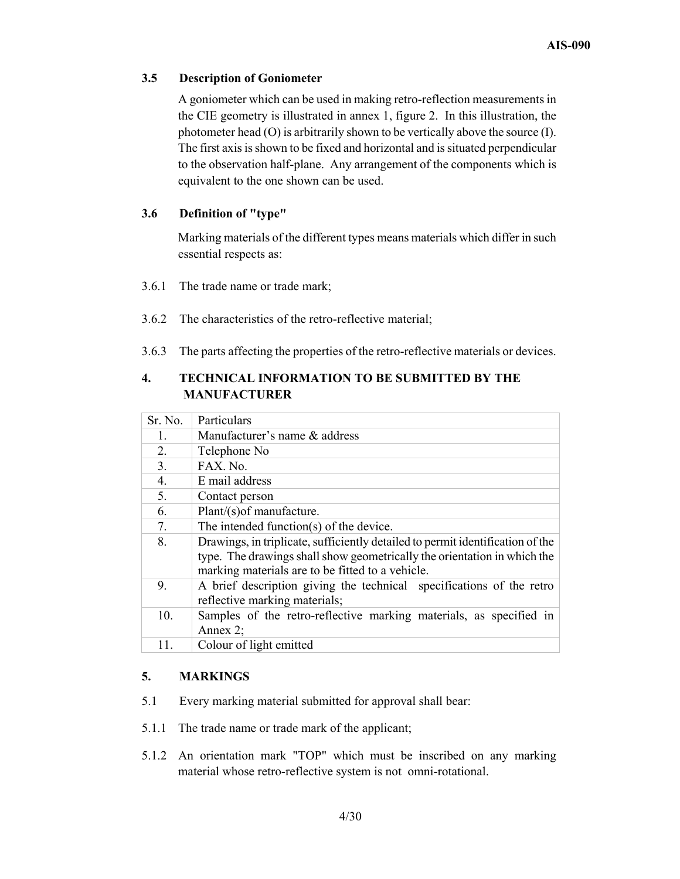### 3.5 Description of Goniometer

A goniometer which can be used in making retro-reflection measurements in the CIE geometry is illustrated in annex 1, figure 2. In this illustration, the photometer head (O) is arbitrarily shown to be vertically above the source (I). The first axis is shown to be fixed and horizontal and is situated perpendicular to the observation half-plane. Any arrangement of the components which is equivalent to the one shown can be used.

### 3.6 Definition of "type"

Marking materials of the different types means materials which differ in such essential respects as:

3.6.1 The trade name or trade mark;

3.6.2 The characteristics of the retro-reflective material;

3.6.3 The parts affecting the properties of the retro-reflective materials or devices.

## 4. TECHNICAL INFORMATION TO BE SUBMITTED BY THE MANUFACTURER

| Sr. No. | Particulars |
|---|---|
| 1. | Manufacturer's name & address |
| 2. | Telephone No |
| 3. | FAX. No. |
| 4. | E mail address |
| 5. | Contact person |
| 6. | Plant/(s)of manufacture. |
| 7. | The intended function(s) of the device. |
| 8. | Drawings, in triplicate, sufficiently detailed to permit identification of the type. The drawings shall show geometrically the orientation in which the marking materials are to be fitted to a vehicle. |
| 9. | A brief description giving the technical specifications of the retro reflective marking materials; |
| 10. | Samples of the retro-reflective marking materials, as specified in Annex 2; |
| 11. | Colour of light emitted |

## 5. MARKINGS

5.1 Every marking material submitted for approval shall bear:

5.1.1 The trade name or trade mark of the applicant;

5.1.2 An orientation mark "TOP" which must be inscribed on any marking material whose retro-reflective system is not omni-rotational.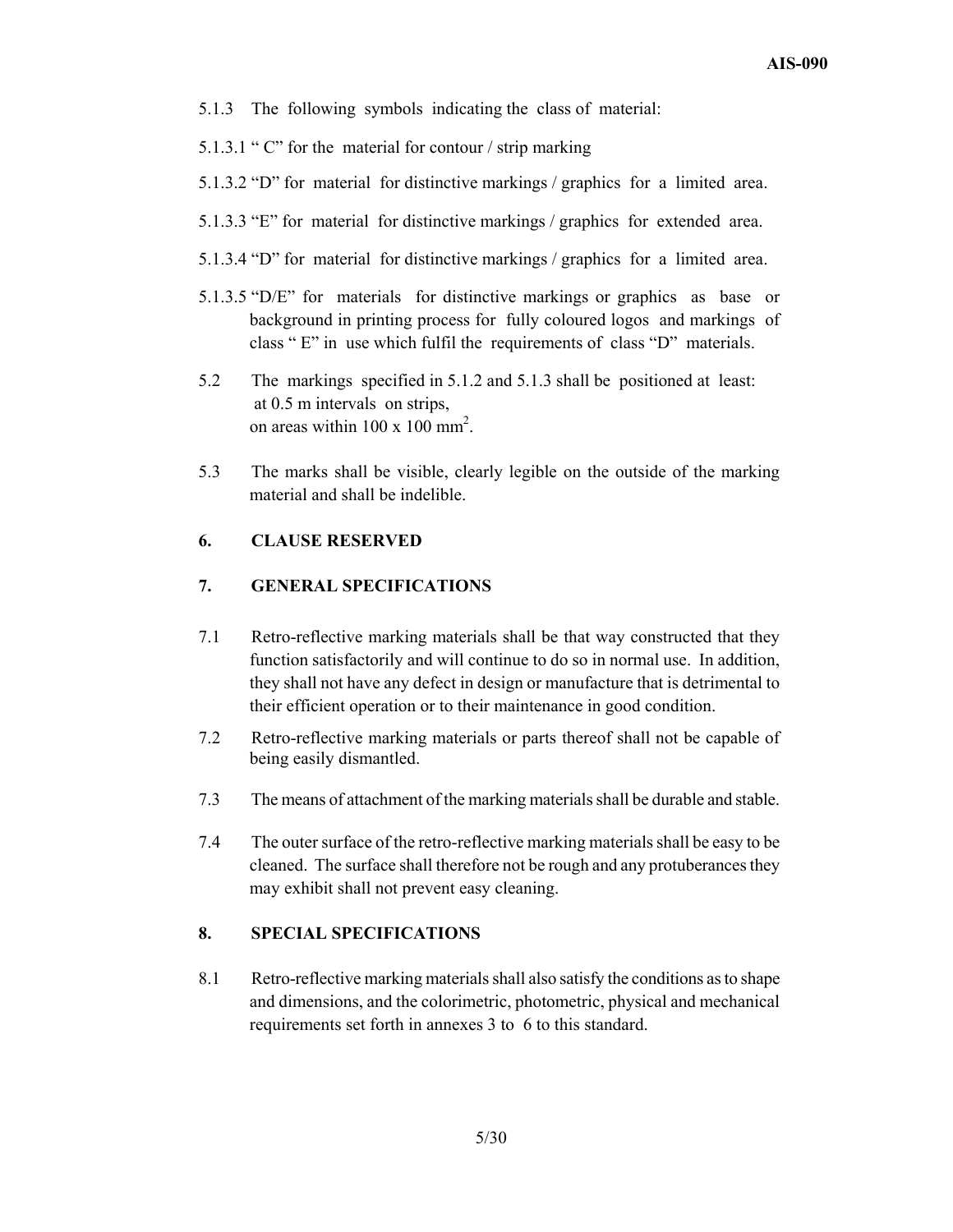5.1.3 The following symbols indicating the class of material:

5.1.3.1 " C" for the material for contour / strip marking

5.1.3.2 "D" for material for distinctive markings / graphics for a limited area.

5.1.3.3 "E" for material for distinctive markings / graphics for extended area.

5.1.3.4 "D" for material for distinctive markings / graphics for a limited area.

5.1.3.5 "D/E" for materials for distinctive markings or graphics as base or background in printing process for fully coloured logos and markings of class " E" in use which fulfil the requirements of class "D" materials.

5.2 The markings specified in 5.1.2 and 5.1.3 shall be positioned at least:
at 0.5 m intervals on strips,
on areas within 100 x 100 $mm^2$.

5.3 The marks shall be visible, clearly legible on the outside of the marking material and shall be indelible.

## 6. CLAUSE RESERVED

## 7. GENERAL SPECIFICATIONS

7.1 Retro-reflective marking materials shall be that way constructed that they function satisfactorily and will continue to do so in normal use. In addition, they shall not have any defect in design or manufacture that is detrimental to their efficient operation or to their maintenance in good condition.

7.2 Retro-reflective marking materials or parts thereof shall not be capable of being easily dismantled.

7.3 The means of attachment of the marking materials shall be durable and stable.

7.4 The outer surface of the retro-reflective marking materials shall be easy to be cleaned. The surface shall therefore not be rough and any protuberances they may exhibit shall not prevent easy cleaning.

## 8. SPECIAL SPECIFICATIONS

8.1 Retro-reflective marking materials shall also satisfy the conditions as to shape and dimensions, and the colorimetric, photometric, physical and mechanical requirements set forth in annexes 3 to 6 to this standard.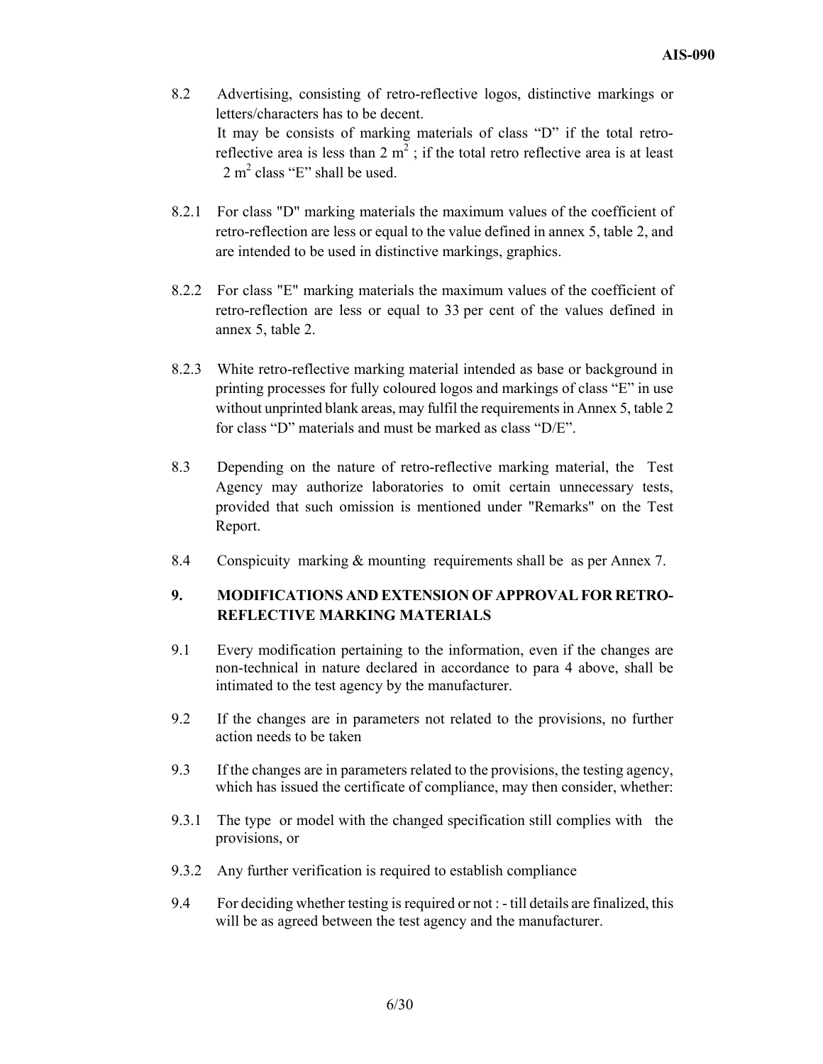8.2 Advertising, consisting of retro-reflective logos, distinctive markings or letters/characters has to be decent.

It may be consists of marking materials of class "D" if the total retro-reflective area is less than 2 $m^2$ ; if the total retro reflective area is at least 2 $m^2$ class "E" shall be used.

8.2.1 For class "D" marking materials the maximum values of the coefficient of retro-reflection are less or equal to the value defined in annex 5, table 2, and are intended to be used in distinctive markings, graphics.

8.2.2 For class "E" marking materials the maximum values of the coefficient of retro-reflection are less or equal to 33 per cent of the values defined in annex 5, table 2.

8.2.3 White retro-reflective marking material intended as base or background in printing processes for fully coloured logos and markings of class "E" in use without unprinted blank areas, may fulfil the requirements in Annex 5, table 2 for class "D" materials and must be marked as class "D/E".

8.3 Depending on the nature of retro-reflective marking material, the Test Agency may authorize laboratories to omit certain unnecessary tests, provided that such omission is mentioned under "Remarks" on the Test Report.

8.4 Conspicuity marking & mounting requirements shall be as per Annex 7.

## 9. MODIFICATIONS AND EXTENSION OF APPROVAL FOR RETRO-REFLECTIVE MARKING MATERIALS

9.1 Every modification pertaining to the information, even if the changes are non-technical in nature declared in accordance to para 4 above, shall be intimated to the test agency by the manufacturer.

9.2 If the changes are in parameters not related to the provisions, no further action needs to be taken

9.3 If the changes are in parameters related to the provisions, the testing agency, which has issued the certificate of compliance, may then consider, whether:

9.3.1 The type or model with the changed specification still complies with the provisions, or

9.3.2 Any further verification is required to establish compliance

9.4 For deciding whether testing is required or not : - till details are finalized, this will be as agreed between the test agency and the manufacturer.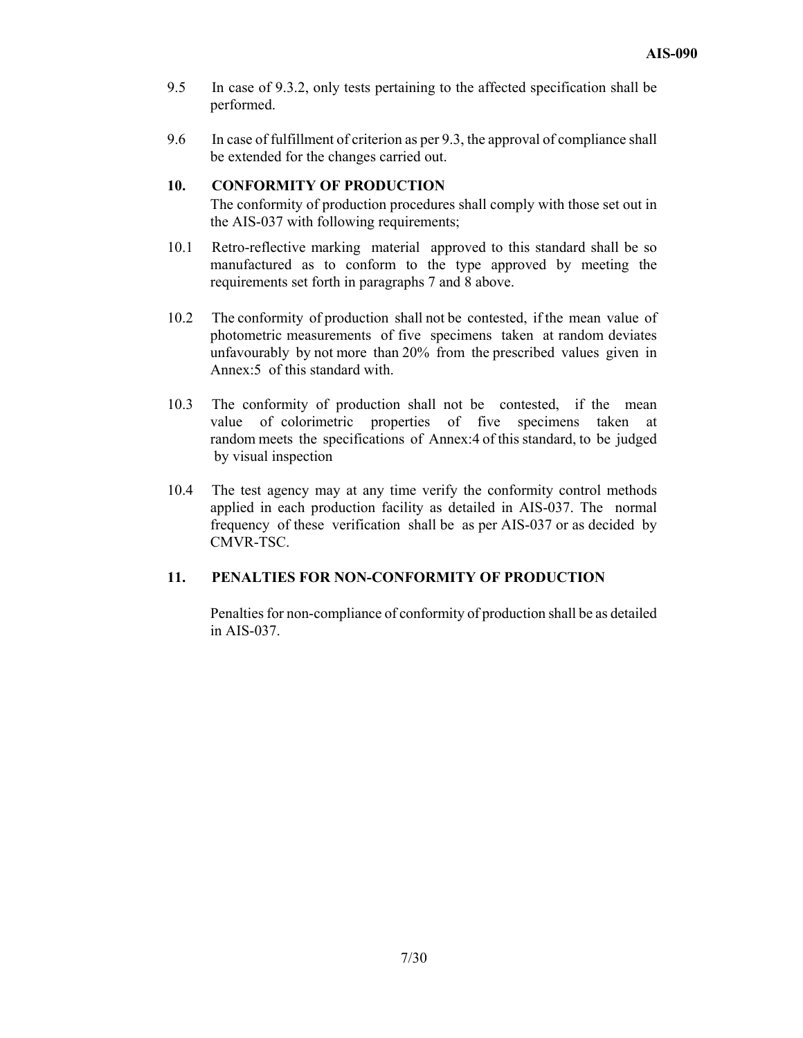9.5 In case of 9.3.2, only tests pertaining to the affected specification shall be performed.

9.6 In case of fulfillment of criterion as per 9.3, the approval of compliance shall be extended for the changes carried out.

## 10. CONFORMITY OF PRODUCTION

The conformity of production procedures shall comply with those set out in the AIS-037 with following requirements;

10.1 Retro-reflective marking material approved to this standard shall be so manufactured as to conform to the type approved by meeting the requirements set forth in paragraphs 7 and 8 above.

10.2 The conformity of production shall not be contested, if the mean value of photometric measurements of five specimens taken at random deviates unfavourably by not more than 20% from the prescribed values given in Annex:5 of this standard with.

10.3 The conformity of production shall not be contested, if the mean value of colorimetric properties of five specimens taken at random meets the specifications of Annex:4 of this standard, to be judged by visual inspection

10.4 The test agency may at any time verify the conformity control methods applied in each production facility as detailed in AIS-037. The normal frequency of these verification shall be as per AIS-037 or as decided by CMVR-TSC.

## 11. PENALTIES FOR NON-CONFORMITY OF PRODUCTION

Penalties for non-compliance of conformity of production shall be as detailed in AIS-037.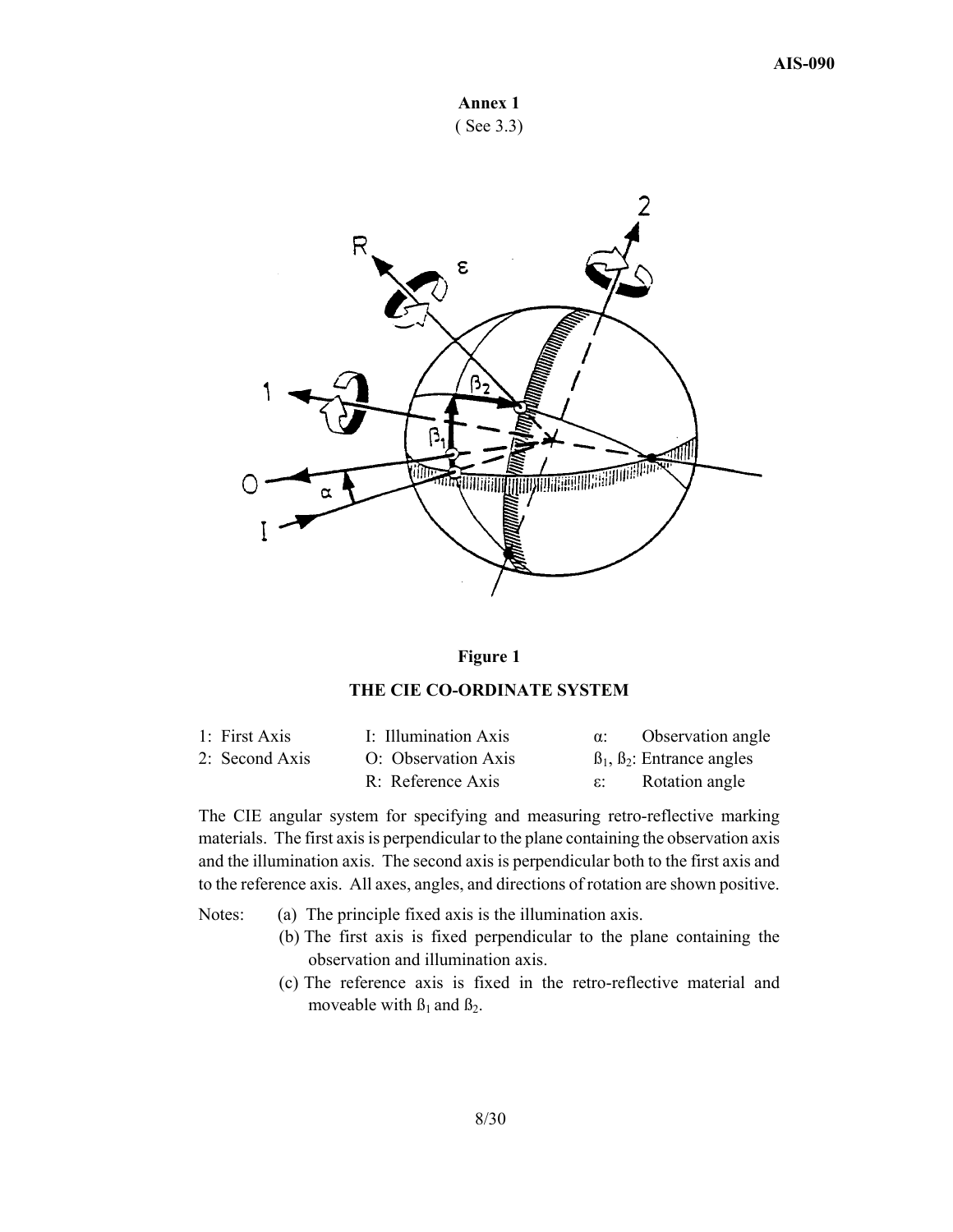**Annex 1**

( See 3.3)

**Figure 1**

**THE CIE CO-ORDINATE SYSTEM**

| | | | |
|---|---|---|---|
| 1: First Axis | I: Illumination Axis | $\alpha$: | Observation angle |
| 2: Second Axis | O: Observation Axis | $\beta_1$, $\beta_2$: | Entrance angles |
| | R: Reference Axis | $\varepsilon$: | Rotation angle |

The CIE angular system for specifying and measuring retro-reflective marking materials. The first axis is perpendicular to the plane containing the observation axis and the illumination axis. The second axis is perpendicular both to the first axis and to the reference axis. All axes, angles, and directions of rotation are shown positive.

Notes:

(a) The principle fixed axis is the illumination axis.

(b) The first axis is fixed perpendicular to the plane containing the observation and illumination axis.

(c) The reference axis is fixed in the retro-reflective material and moveable with $\beta_1$ and $\beta_2$.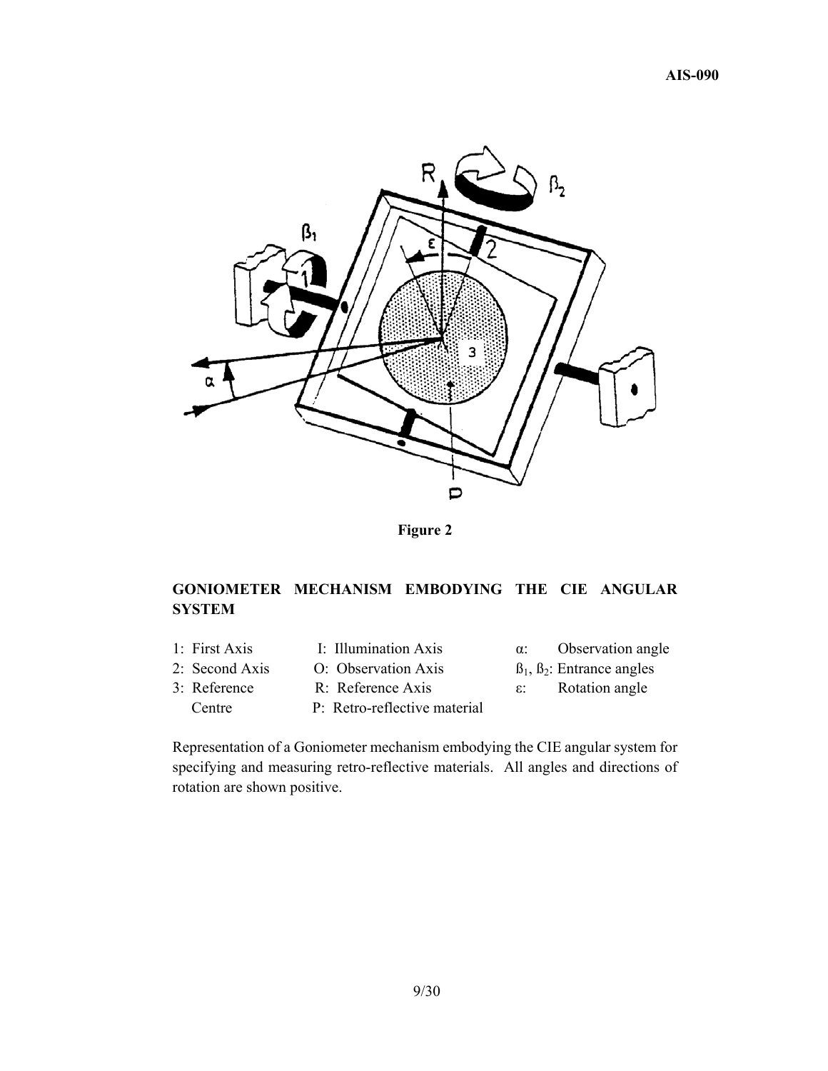**Figure 2**

**GONIOMETER MECHANISM EMBODYING THE CIE ANGULAR SYSTEM**

| | | |
|---|---|---|
| 1: First Axis | I: Illumination Axis | $\alpha$: Observation angle |
| 2: Second Axis | O: Observation Axis | $\beta_1$, $\beta_2$: Entrance angles |
| 3: Reference Centre | R: Reference Axis | $\varepsilon$: Rotation angle |
| | P: Retro-reflective material | |

Representation of a Goniometer mechanism embodying the CIE angular system for specifying and measuring retro-reflective materials. All angles and directions of rotation are shown positive.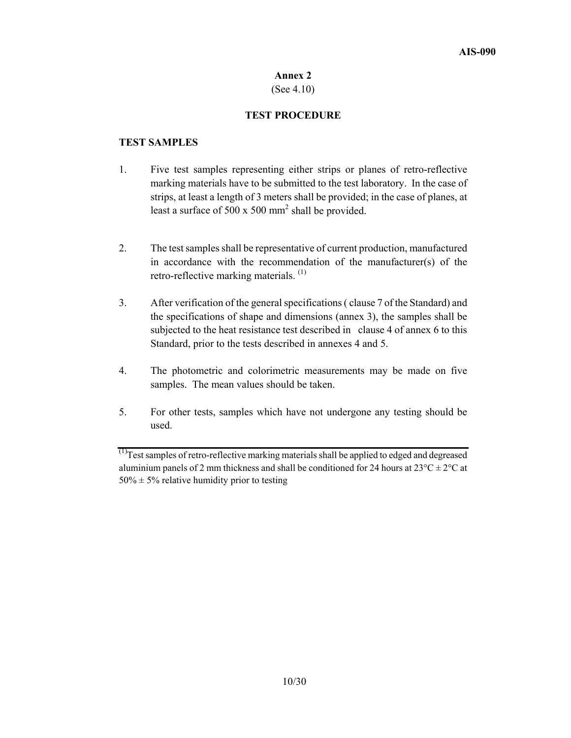# Annex 2

(See 4.10)

## TEST PROCEDURE

### TEST SAMPLES

1. Five test samples representing either strips or planes of retro-reflective marking materials have to be submitted to the test laboratory. In the case of strips, at least a length of 3 meters shall be provided; in the case of planes, at least a surface of 500 x 500 $mm^2$ shall be provided.

2. The test samples shall be representative of current production, manufactured in accordance with the recommendation of the manufacturer(s) of the retro-reflective marking materials. [(1)]

3. After verification of the general specifications ( clause 7 of the Standard) and the specifications of shape and dimensions (annex 3), the samples shall be subjected to the heat resistance test described in clause 4 of annex 6 to this Standard, prior to the tests described in annexes 4 and 5.

4. The photometric and colorimetric measurements may be made on five samples. The mean values should be taken.

5. For other tests, samples which have not undergone any testing should be used.

---

[(1)] Test samples of retro-reflective marking materials shall be applied to edged and degreased aluminium panels of 2 mm thickness and shall be conditioned for 24 hours at 23°C ± 2°C at 50% ± 5% relative humidity prior to testing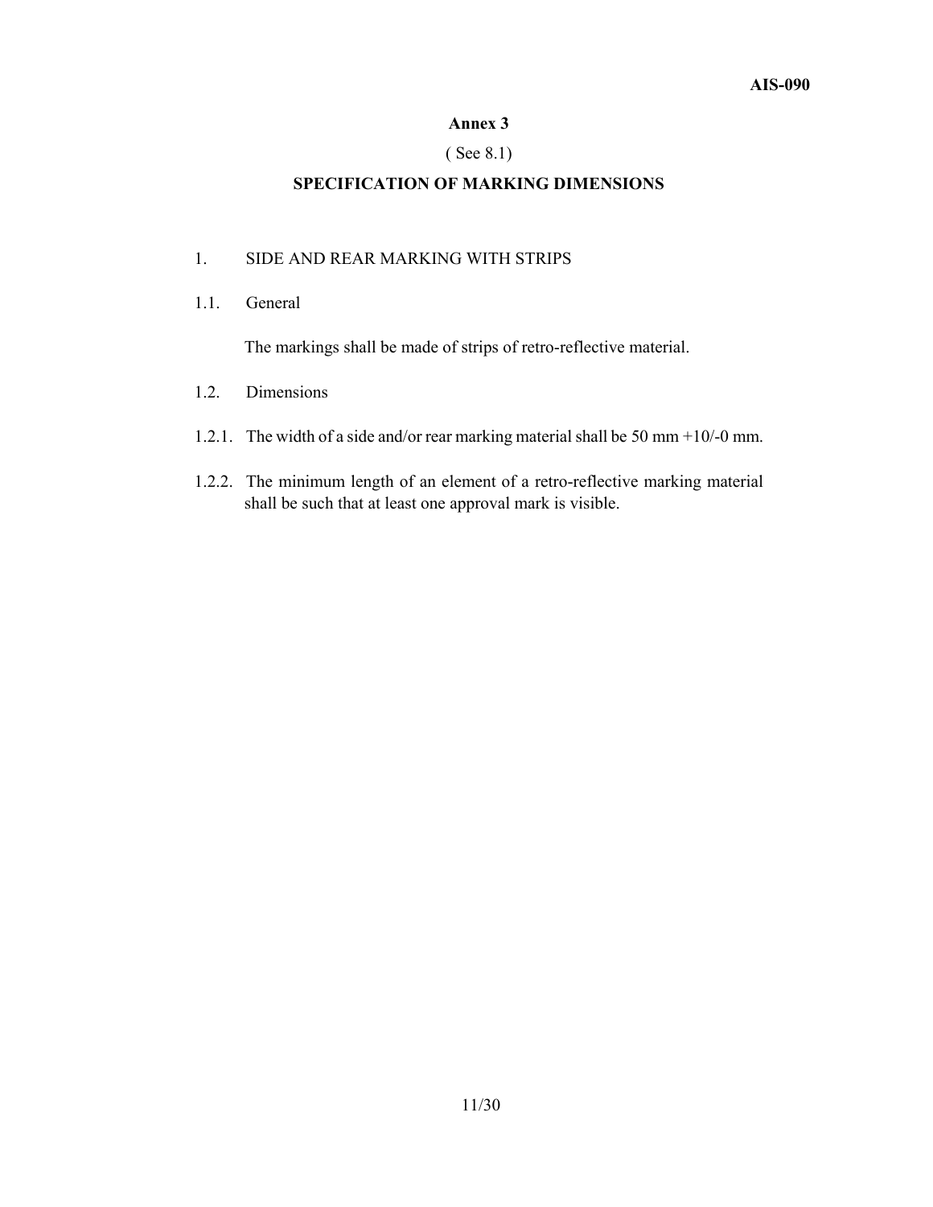## Annex 3

( See 8.1)

### SPECIFICATION OF MARKING DIMENSIONS

1. SIDE AND REAR MARKING WITH STRIPS

1.1. General

The markings shall be made of strips of retro-reflective material.

1.2. Dimensions

1.2.1. The width of a side and/or rear marking material shall be 50 mm +10/-0 mm.

1.2.2. The minimum length of an element of a retro-reflective marking material shall be such that at least one approval mark is visible.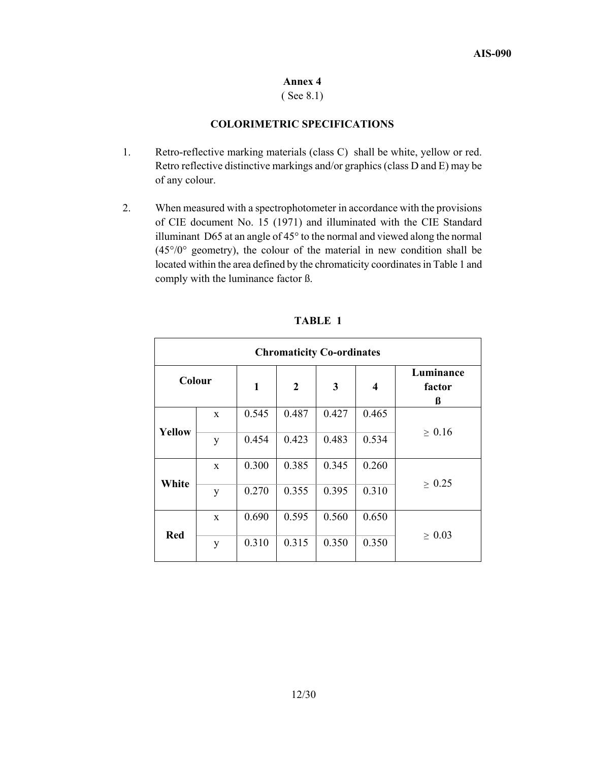## Annex 4

( See 8.1)

### COLORIMETRIC SPECIFICATIONS

1. Retro-reflective marking materials (class C) shall be white, yellow or red. Retro reflective distinctive markings and/or graphics (class D and E) may be of any colour.

2. When measured with a spectrophotometer in accordance with the provisions of CIE document No. 15 (1971) and illuminated with the CIE Standard illuminant D65 at an angle of 45° to the normal and viewed along the normal (45°/0° geometry), the colour of the material in new condition shall be located within the area defined by the chromaticity coordinates in Table 1 and comply with the luminance factor ß.

**TABLE 1**

| Chromaticity Co-ordinates | | | | | | |
|---|---|---|---|---|---|---|
| **Colour** | | **1** | **2** | **3** | **4** | **Luminance factor ß** |
| **Yellow** | x | 0.545 | 0.487 | 0.427 | 0.465 | ≥ 0.16 |
| | y | 0.454 | 0.423 | 0.483 | 0.534 | |
| **White** | x | 0.300 | 0.385 | 0.345 | 0.260 | ≥ 0.25 |
| | y | 0.270 | 0.355 | 0.395 | 0.310 | |
| **Red** | x | 0.690 | 0.595 | 0.560 | 0.650 | ≥ 0.03 |
| | y | 0.310 | 0.315 | 0.350 | 0.350 | |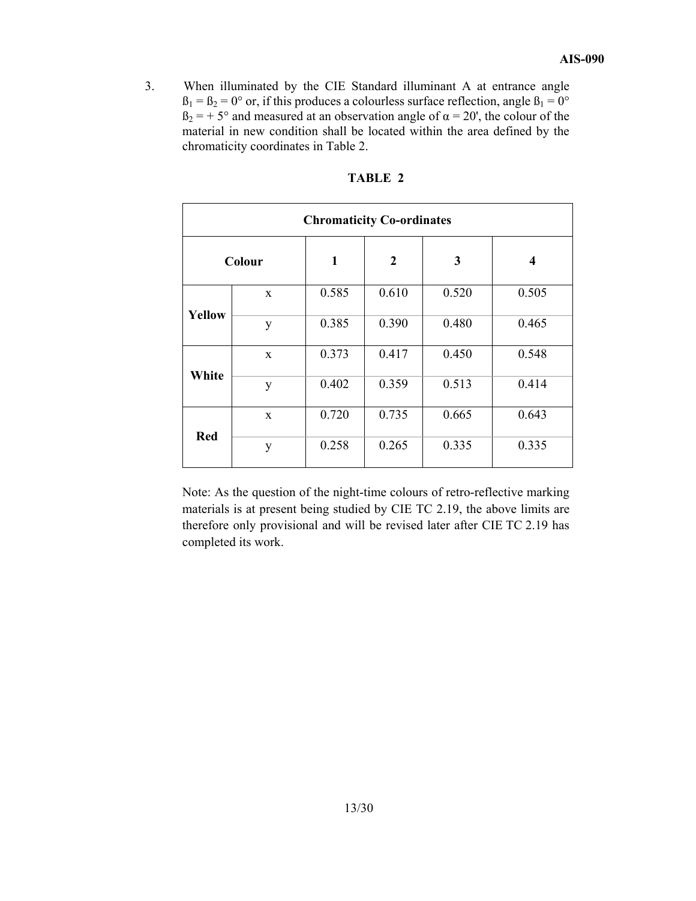3. When illuminated by the CIE Standard illuminant A at entrance angle $ß_1 = ß_2 = 0°$ or, if this produces a colourless surface reflection, angle $ß_1 = 0°$ $ß_2 = + 5°$ and measured at an observation angle of $\alpha = 20'$, the colour of the material in new condition shall be located within the area defined by the chromaticity coordinates in Table 2.

**TABLE 2**

| Chromaticity Co-ordinates | | | | | |
|---|---|---|---|---|---|
| **Colour** | | **1** | **2** | **3** | **4** |
| **Yellow** | x | 0.585 | 0.610 | 0.520 | 0.505 |
| | y | 0.385 | 0.390 | 0.480 | 0.465 |
| **White** | x | 0.373 | 0.417 | 0.450 | 0.548 |
| | y | 0.402 | 0.359 | 0.513 | 0.414 |
| **Red** | x | 0.720 | 0.735 | 0.665 | 0.643 |
| | y | 0.258 | 0.265 | 0.335 | 0.335 |

Note: As the question of the night-time colours of retro-reflective marking materials is at present being studied by CIE TC 2.19, the above limits are therefore only provisional and will be revised later after CIE TC 2.19 has completed its work.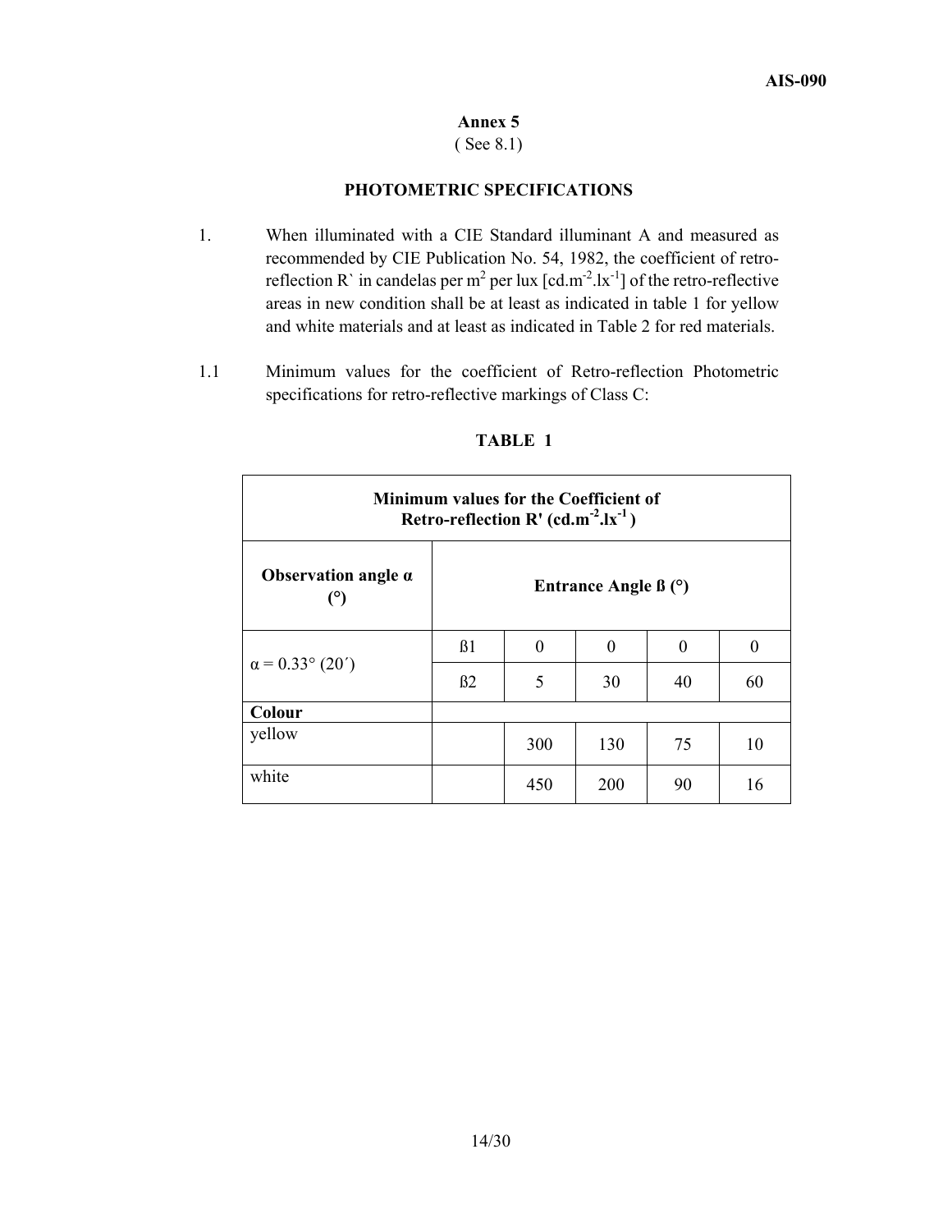## Annex 5

( See 8.1)

### PHOTOMETRIC SPECIFICATIONS

1. When illuminated with a CIE Standard illuminant A and measured as recommended by CIE Publication No. 54, 1982, the coefficient of retro-reflection R` in candelas per $m^2$ per lux [$cd.m^{-2}.lx^{-1}$] of the retro-reflective areas in new condition shall be at least as indicated in table 1 for yellow and white materials and at least as indicated in Table 2 for red materials.

1.1 Minimum values for the coefficient of Retro-reflection Photometric specifications for retro-reflective markings of Class C:

**TABLE 1**

| Minimum values for the Coefficient of Retro-reflection R' ($cd.m^{-2}.lx^{-1}$) | | | | | |
|---|---|---|---|---|---|
| **Observation angle α (°)** | **Entrance Angle ß (°)** | | | | |
| α = 0.33° (20´) | ß1 | 0 | 0 | 0 | 0 |
| | ß2 | 5 | 30 | 40 | 60 |
| **Colour** | | | | | |
| yellow | | 300 | 130 | 75 | 10 |
| white | | 450 | 200 | 90 | 16 |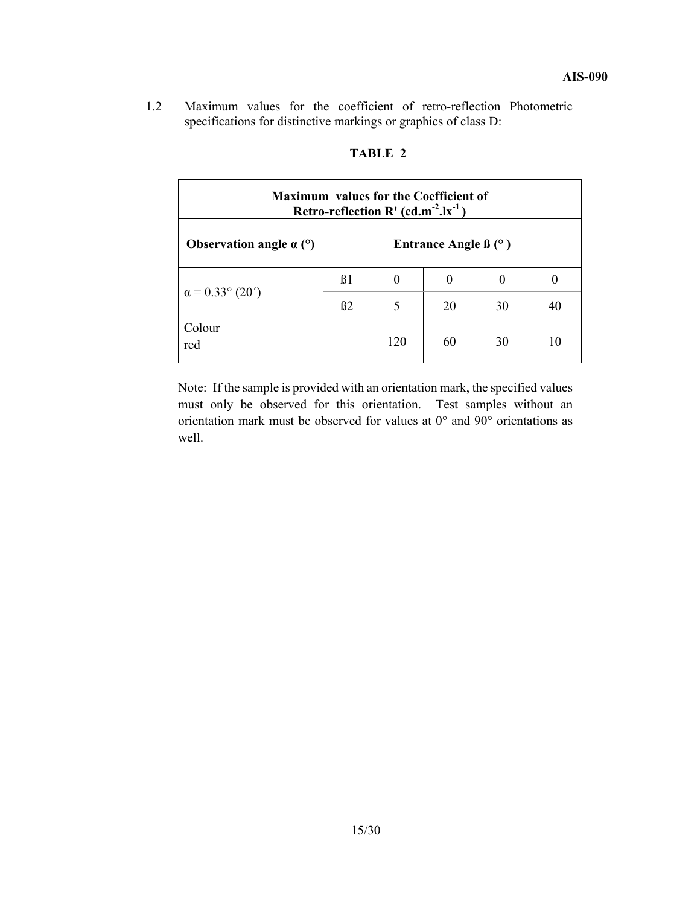1.2 Maximum values for the coefficient of retro-reflection Photometric specifications for distinctive markings or graphics of class D:

**TABLE 2**

| Maximum values for the Coefficient of Retro-reflection R' ($cd.m^{-2}.lx^{-1}$) | | | | | |
|---|---|---|---|---|---|
| **Observation angle α (°)** | **Entrance Angle ß (° )** | | | | |
| α = 0.33° (20´) | ß1 | 0 | 0 | 0 | 0 |
| | ß2 | 5 | 20 | 30 | 40 |
| Colour red | | 120 | 60 | 30 | 10 |

Note: If the sample is provided with an orientation mark, the specified values must only be observed for this orientation. Test samples without an orientation mark must be observed for values at 0° and 90° orientations as well.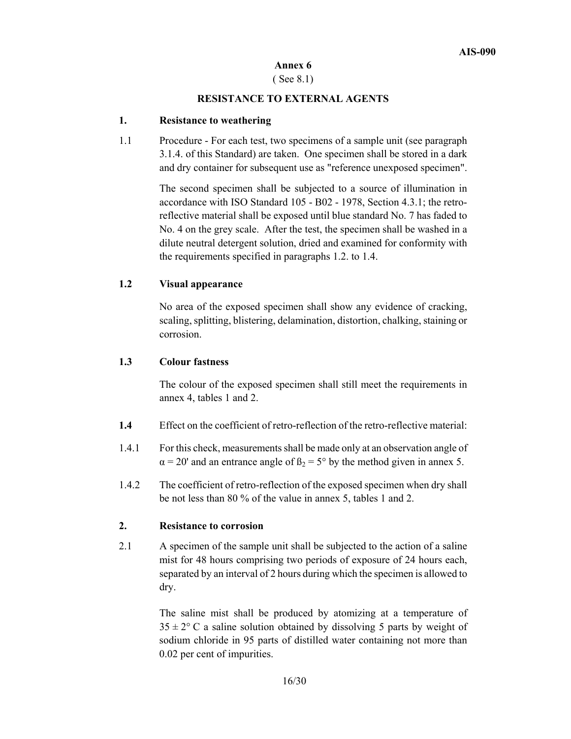# Annex 6

( See 8.1)

## RESISTANCE TO EXTERNAL AGENTS

### 1. Resistance to weathering

1.1 Procedure - For each test, two specimens of a sample unit (see paragraph 3.1.4. of this Standard) are taken. One specimen shall be stored in a dark and dry container for subsequent use as "reference unexposed specimen".

The second specimen shall be subjected to a source of illumination in accordance with ISO Standard 105 - B02 - 1978, Section 4.3.1; the retro-reflective material shall be exposed until blue standard No. 7 has faded to No. 4 on the grey scale. After the test, the specimen shall be washed in a dilute neutral detergent solution, dried and examined for conformity with the requirements specified in paragraphs 1.2. to 1.4.

**1.2 Visual appearance**

No area of the exposed specimen shall show any evidence of cracking, scaling, splitting, blistering, delamination, distortion, chalking, staining or corrosion.

**1.3 Colour fastness**

The colour of the exposed specimen shall still meet the requirements in annex 4, tables 1 and 2.

**1.4** Effect on the coefficient of retro-reflection of the retro-reflective material:

1.4.1 For this check, measurements shall be made only at an observation angle of $\alpha = 20'$ and an entrance angle of $\beta_2 = 5°$ by the method given in annex 5.

1.4.2 The coefficient of retro-reflection of the exposed specimen when dry shall be not less than 80 % of the value in annex 5, tables 1 and 2.

### 2. Resistance to corrosion

2.1 A specimen of the sample unit shall be subjected to the action of a saline mist for 48 hours comprising two periods of exposure of 24 hours each, separated by an interval of 2 hours during which the specimen is allowed to dry.

The saline mist shall be produced by atomizing at a temperature of $35 \pm 2°$ C a saline solution obtained by dissolving 5 parts by weight of sodium chloride in 95 parts of distilled water containing not more than 0.02 per cent of impurities.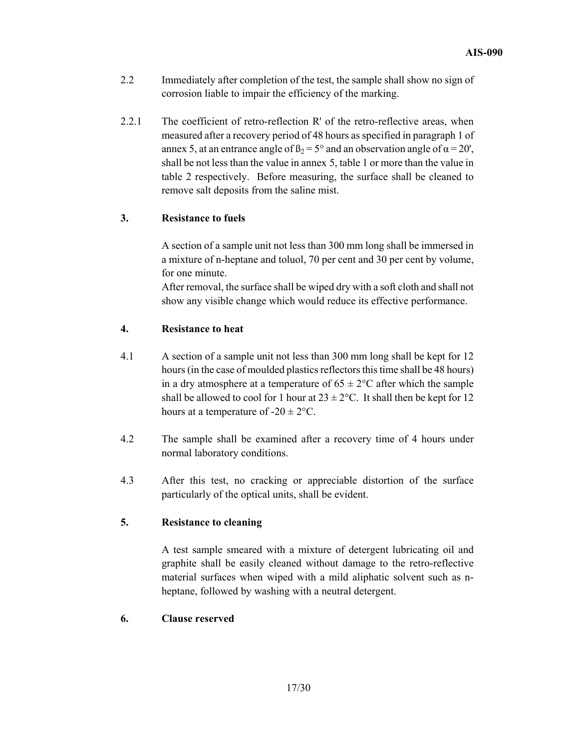2.2 Immediately after completion of the test, the sample shall show no sign of corrosion liable to impair the efficiency of the marking.

2.2.1 The coefficient of retro-reflection R' of the retro-reflective areas, when measured after a recovery period of 48 hours as specified in paragraph 1 of annex 5, at an entrance angle of $\beta_2 = 5°$ and an observation angle of $\alpha = 20'$, shall be not less than the value in annex 5, table 1 or more than the value in table 2 respectively. Before measuring, the surface shall be cleaned to remove salt deposits from the saline mist.

### 3. Resistance to fuels

A section of a sample unit not less than 300 mm long shall be immersed in a mixture of n-heptane and toluol, 70 per cent and 30 per cent by volume, for one minute.

After removal, the surface shall be wiped dry with a soft cloth and shall not show any visible change which would reduce its effective performance.

### 4. Resistance to heat

4.1 A section of a sample unit not less than 300 mm long shall be kept for 12 hours (in the case of moulded plastics reflectors this time shall be 48 hours) in a dry atmosphere at a temperature of $65 \pm 2°C$ after which the sample shall be allowed to cool for 1 hour at $23 \pm 2°C$. It shall then be kept for 12 hours at a temperature of $-20 \pm 2°C$.

4.2 The sample shall be examined after a recovery time of 4 hours under normal laboratory conditions.

4.3 After this test, no cracking or appreciable distortion of the surface particularly of the optical units, shall be evident.

### 5. Resistance to cleaning

A test sample smeared with a mixture of detergent lubricating oil and graphite shall be easily cleaned without damage to the retro-reflective material surfaces when wiped with a mild aliphatic solvent such as n-heptane, followed by washing with a neutral detergent.

### 6. Clause reserved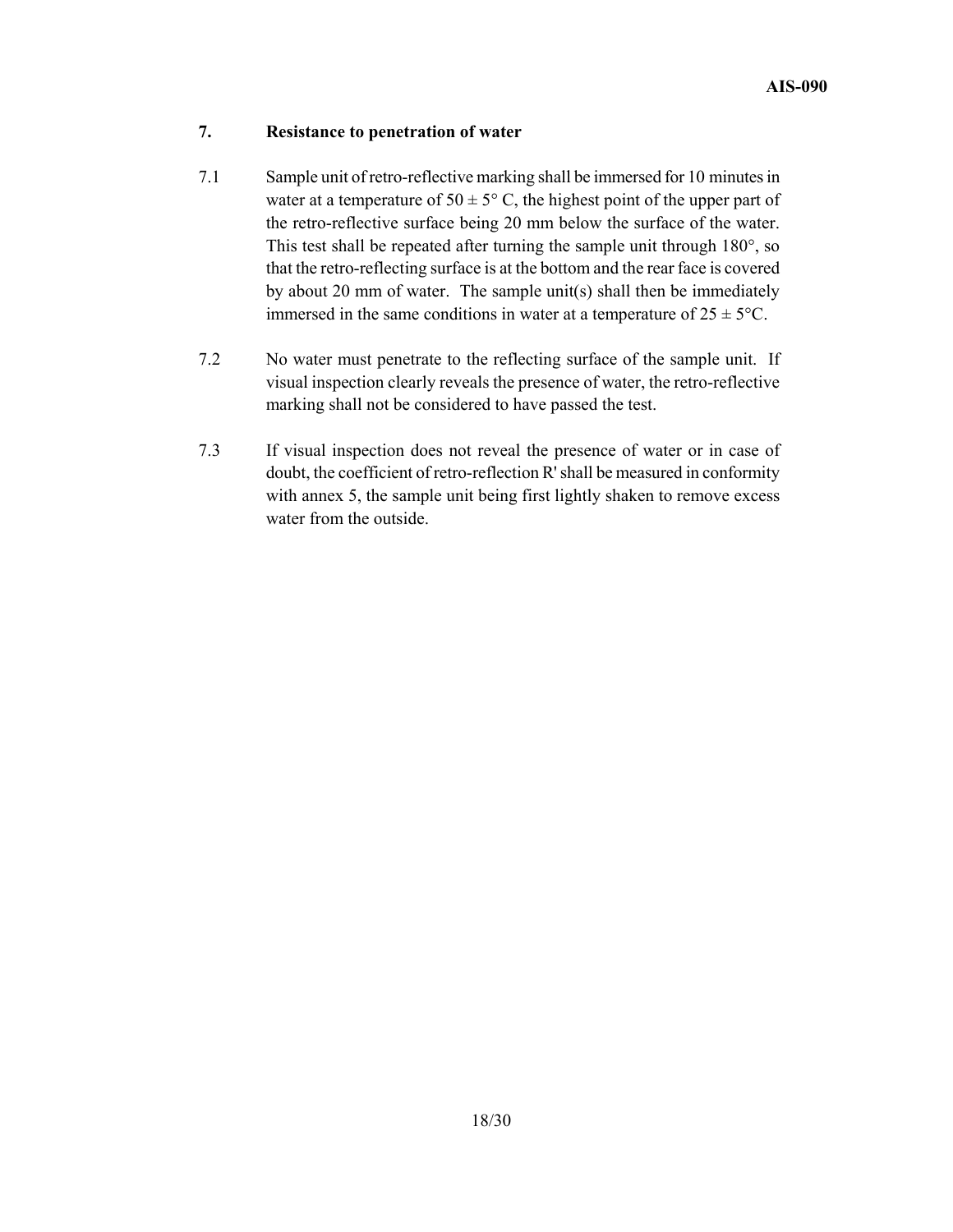## 7. Resistance to penetration of water

7.1 Sample unit of retro-reflective marking shall be immersed for 10 minutes in water at a temperature of $50 \pm 5°$ C, the highest point of the upper part of the retro-reflective surface being 20 mm below the surface of the water. This test shall be repeated after turning the sample unit through 180°, so that the retro-reflecting surface is at the bottom and the rear face is covered by about 20 mm of water. The sample unit(s) shall then be immediately immersed in the same conditions in water at a temperature of $25 \pm 5°$C.

7.2 No water must penetrate to the reflecting surface of the sample unit. If visual inspection clearly reveals the presence of water, the retro-reflective marking shall not be considered to have passed the test.

7.3 If visual inspection does not reveal the presence of water or in case of doubt, the coefficient of retro-reflection R' shall be measured in conformity with annex 5, the sample unit being first lightly shaken to remove excess water from the outside.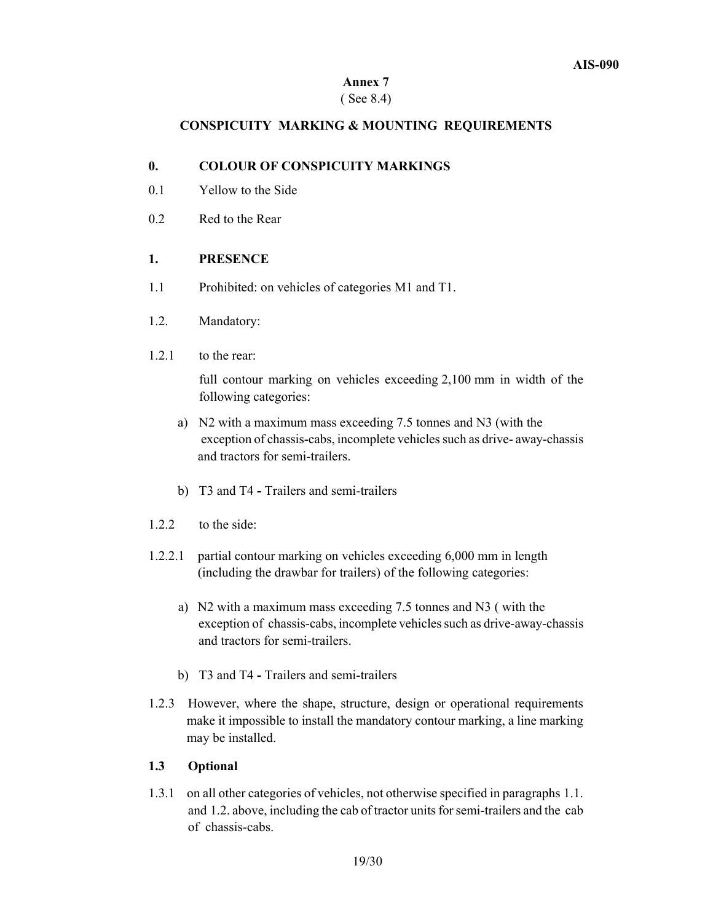# Annex 7

( See 8.4)

## CONSPICUITY MARKING & MOUNTING REQUIREMENTS

**0. COLOUR OF CONSPICUITY MARKINGS**

0.1 Yellow to the Side

0.2 Red to the Rear

**1. PRESENCE**

1.1 Prohibited: on vehicles of categories M1 and T1.

1.2. Mandatory:

1.2.1 to the rear:

full contour marking on vehicles exceeding 2,100 mm in width of the following categories:

a) N2 with a maximum mass exceeding 7.5 tonnes and N3 (with the exception of chassis-cabs, incomplete vehicles such as drive- away-chassis and tractors for semi-trailers.

b) T3 and T4 - Trailers and semi-trailers

1.2.2 to the side:

1.2.2.1 partial contour marking on vehicles exceeding 6,000 mm in length (including the drawbar for trailers) of the following categories:

a) N2 with a maximum mass exceeding 7.5 tonnes and N3 ( with the exception of chassis-cabs, incomplete vehicles such as drive-away-chassis and tractors for semi-trailers.

b) T3 and T4 - Trailers and semi-trailers

1.2.3 However, where the shape, structure, design or operational requirements make it impossible to install the mandatory contour marking, a line marking may be installed.

**1.3 Optional**

1.3.1 on all other categories of vehicles, not otherwise specified in paragraphs 1.1. and 1.2. above, including the cab of tractor units for semi-trailers and the cab of chassis-cabs.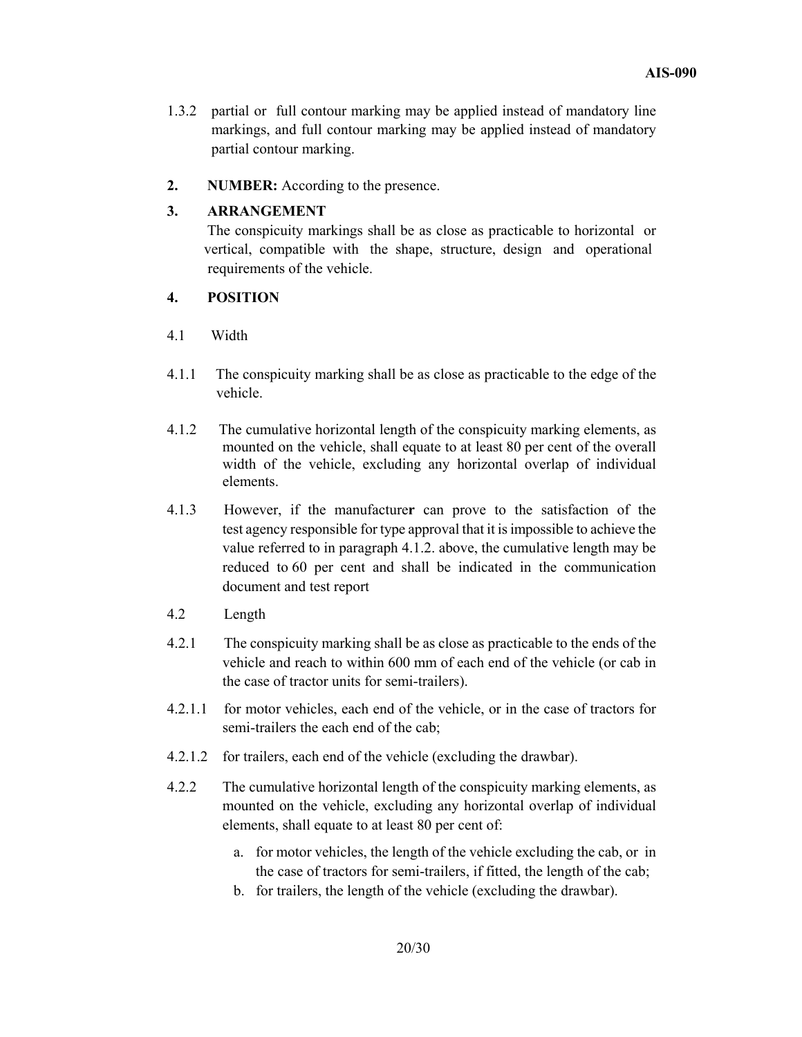1.3.2 partial or full contour marking may be applied instead of mandatory line markings, and full contour marking may be applied instead of mandatory partial contour marking.

**2. NUMBER:** According to the presence.

**3. ARRANGEMENT**

The conspicuity markings shall be as close as practicable to horizontal or vertical, compatible with the shape, structure, design and operational requirements of the vehicle.

**4. POSITION**

4.1 Width

4.1.1 The conspicuity marking shall be as close as practicable to the edge of the vehicle.

4.1.2 The cumulative horizontal length of the conspicuity marking elements, as mounted on the vehicle, shall equate to at least 80 per cent of the overall width of the vehicle, excluding any horizontal overlap of individual elements.

4.1.3 However, if the manufacture**r** can prove to the satisfaction of the test agency responsible for type approval that it is impossible to achieve the value referred to in paragraph 4.1.2. above, the cumulative length may be reduced to 60 per cent and shall be indicated in the communication document and test report

4.2 Length

4.2.1 The conspicuity marking shall be as close as practicable to the ends of the vehicle and reach to within 600 mm of each end of the vehicle (or cab in the case of tractor units for semi-trailers).

4.2.1.1 for motor vehicles, each end of the vehicle, or in the case of tractors for semi-trailers the each end of the cab;

4.2.1.2 for trailers, each end of the vehicle (excluding the drawbar).

4.2.2 The cumulative horizontal length of the conspicuity marking elements, as mounted on the vehicle, excluding any horizontal overlap of individual elements, shall equate to at least 80 per cent of:

a. for motor vehicles, the length of the vehicle excluding the cab, or in the case of tractors for semi-trailers, if fitted, the length of the cab;
b. for trailers, the length of the vehicle (excluding the drawbar).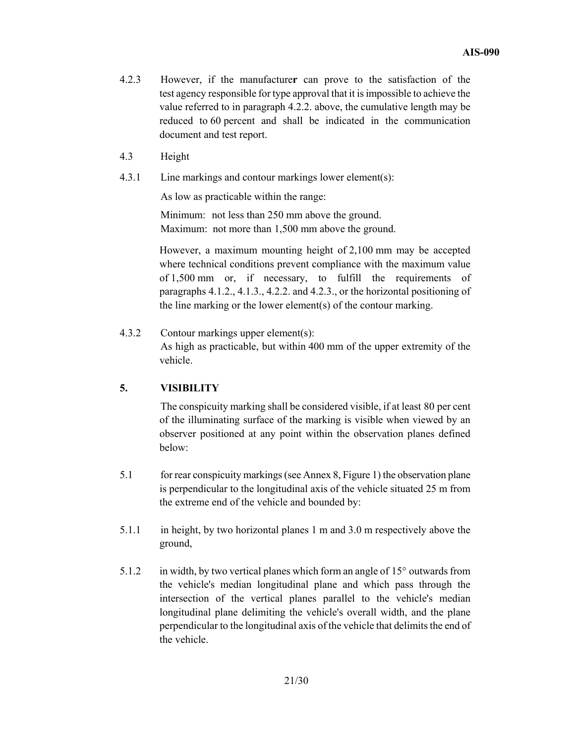4.2.3 However, if the manufacturer can prove to the satisfaction of the test agency responsible for type approval that it is impossible to achieve the value referred to in paragraph 4.2.2. above, the cumulative length may be reduced to 60 percent and shall be indicated in the communication document and test report.

4.3 Height

4.3.1 Line markings and contour markings lower element(s):

As low as practicable within the range:

Minimum: not less than 250 mm above the ground.
Maximum: not more than 1,500 mm above the ground.

However, a maximum mounting height of 2,100 mm may be accepted where technical conditions prevent compliance with the maximum value of 1,500 mm or, if necessary, to fulfill the requirements of paragraphs 4.1.2., 4.1.3., 4.2.2. and 4.2.3., or the horizontal positioning of the line marking or the lower element(s) of the contour marking.

4.3.2 Contour markings upper element(s):
As high as practicable, but within 400 mm of the upper extremity of the vehicle.

## 5. VISIBILITY

The conspicuity marking shall be considered visible, if at least 80 per cent of the illuminating surface of the marking is visible when viewed by an observer positioned at any point within the observation planes defined below:

5.1 for rear conspicuity markings (see Annex 8, Figure 1) the observation plane is perpendicular to the longitudinal axis of the vehicle situated 25 m from the extreme end of the vehicle and bounded by:

5.1.1 in height, by two horizontal planes 1 m and 3.0 m respectively above the ground,

5.1.2 in width, by two vertical planes which form an angle of 15° outwards from the vehicle's median longitudinal plane and which pass through the intersection of the vertical planes parallel to the vehicle's median longitudinal plane delimiting the vehicle's overall width, and the plane perpendicular to the longitudinal axis of the vehicle that delimits the end of the vehicle.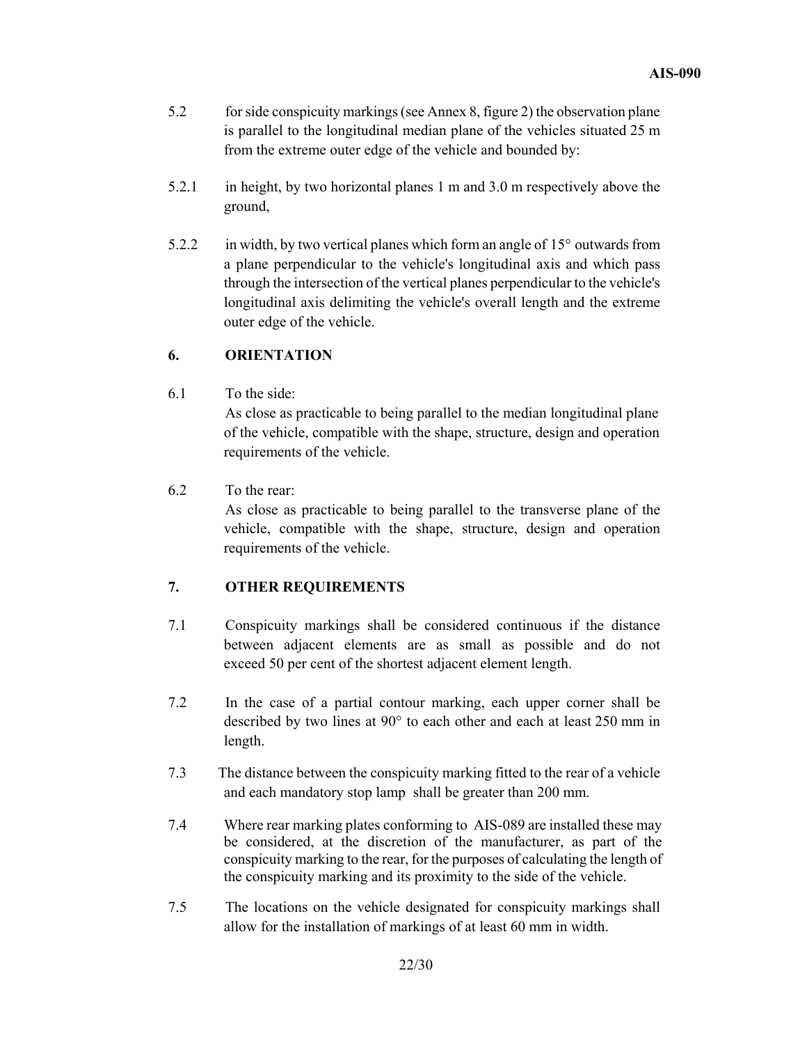5.2 for side conspicuity markings (see Annex 8, figure 2) the observation plane is parallel to the longitudinal median plane of the vehicles situated 25 m from the extreme outer edge of the vehicle and bounded by:

5.2.1 in height, by two horizontal planes 1 m and 3.0 m respectively above the ground,

5.2.2 in width, by two vertical planes which form an angle of 15° outwards from a plane perpendicular to the vehicle's longitudinal axis and which pass through the intersection of the vertical planes perpendicular to the vehicle's longitudinal axis delimiting the vehicle's overall length and the extreme outer edge of the vehicle.

## 6. ORIENTATION

6.1 To the side:
As close as practicable to being parallel to the median longitudinal plane of the vehicle, compatible with the shape, structure, design and operation requirements of the vehicle.

6.2 To the rear:
As close as practicable to being parallel to the transverse plane of the vehicle, compatible with the shape, structure, design and operation requirements of the vehicle.

## 7. OTHER REQUIREMENTS

7.1 Conspicuity markings shall be considered continuous if the distance between adjacent elements are as small as possible and do not exceed 50 per cent of the shortest adjacent element length.

7.2 In the case of a partial contour marking, each upper corner shall be described by two lines at 90° to each other and each at least 250 mm in length.

7.3 The distance between the conspicuity marking fitted to the rear of a vehicle and each mandatory stop lamp shall be greater than 200 mm.

7.4 Where rear marking plates conforming to AIS-089 are installed these may be considered, at the discretion of the manufacturer, as part of the conspicuity marking to the rear, for the purposes of calculating the length of the conspicuity marking and its proximity to the side of the vehicle.

7.5 The locations on the vehicle designated for conspicuity markings shall allow for the installation of markings of at least 60 mm in width.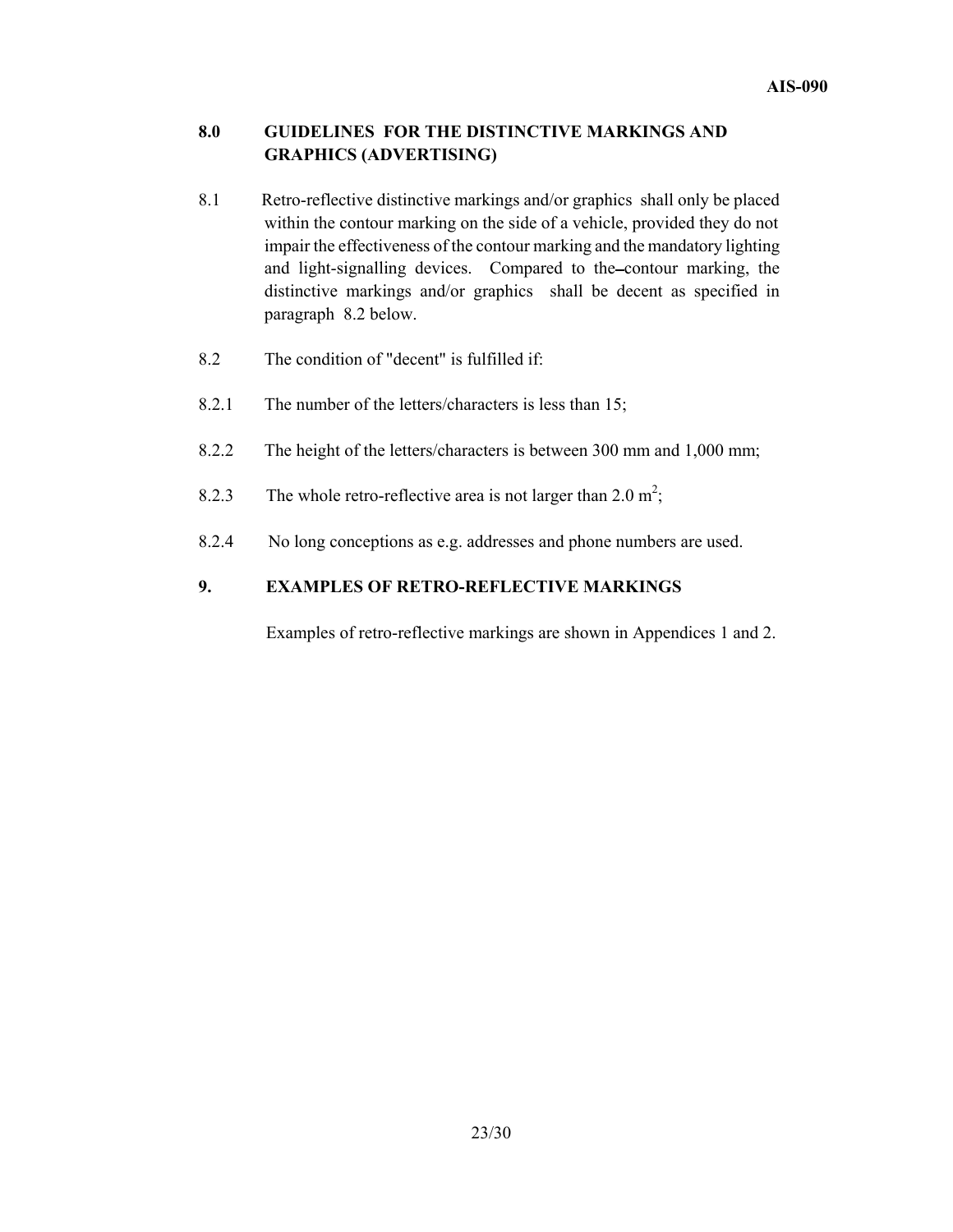## 8.0 GUIDELINES FOR THE DISTINCTIVE MARKINGS AND GRAPHICS (ADVERTISING)

8.1 Retro-reflective distinctive markings and/or graphics shall only be placed within the contour marking on the side of a vehicle, provided they do not impair the effectiveness of the contour marking and the mandatory lighting and light-signalling devices. Compared to the contour marking, the distinctive markings and/or graphics shall be decent as specified in paragraph 8.2 below.

8.2 The condition of "decent" is fulfilled if:

8.2.1 The number of the letters/characters is less than 15;

8.2.2 The height of the letters/characters is between 300 mm and 1,000 mm;

8.2.3 The whole retro-reflective area is not larger than 2.0 $m^2$;

8.2.4 No long conceptions as e.g. addresses and phone numbers are used.

## 9. EXAMPLES OF RETRO-REFLECTIVE MARKINGS

Examples of retro-reflective markings are shown in Appendices 1 and 2.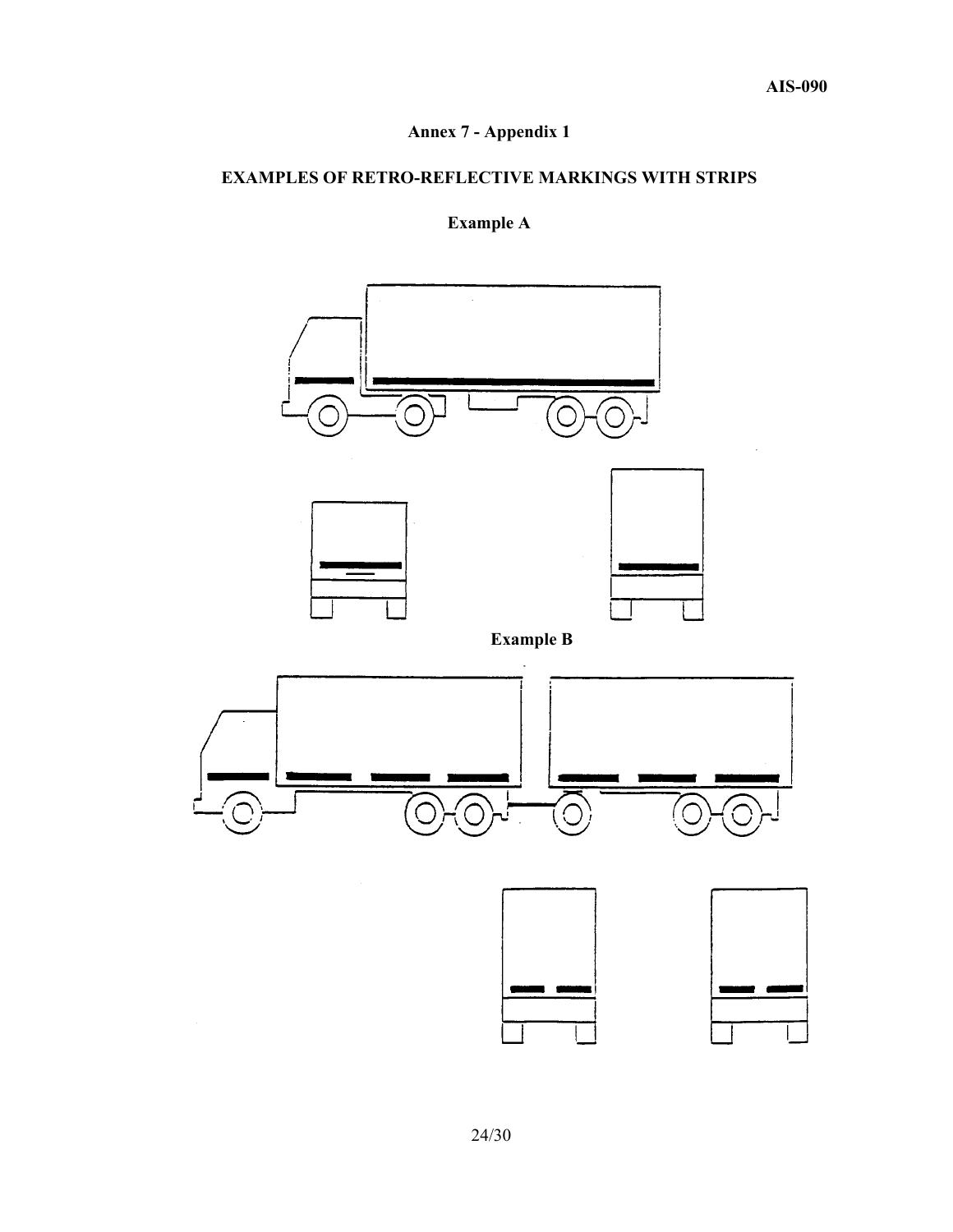## Annex 7 - Appendix 1

## EXAMPLES OF RETRO-REFLECTIVE MARKINGS WITH STRIPS

### Example A

### Example B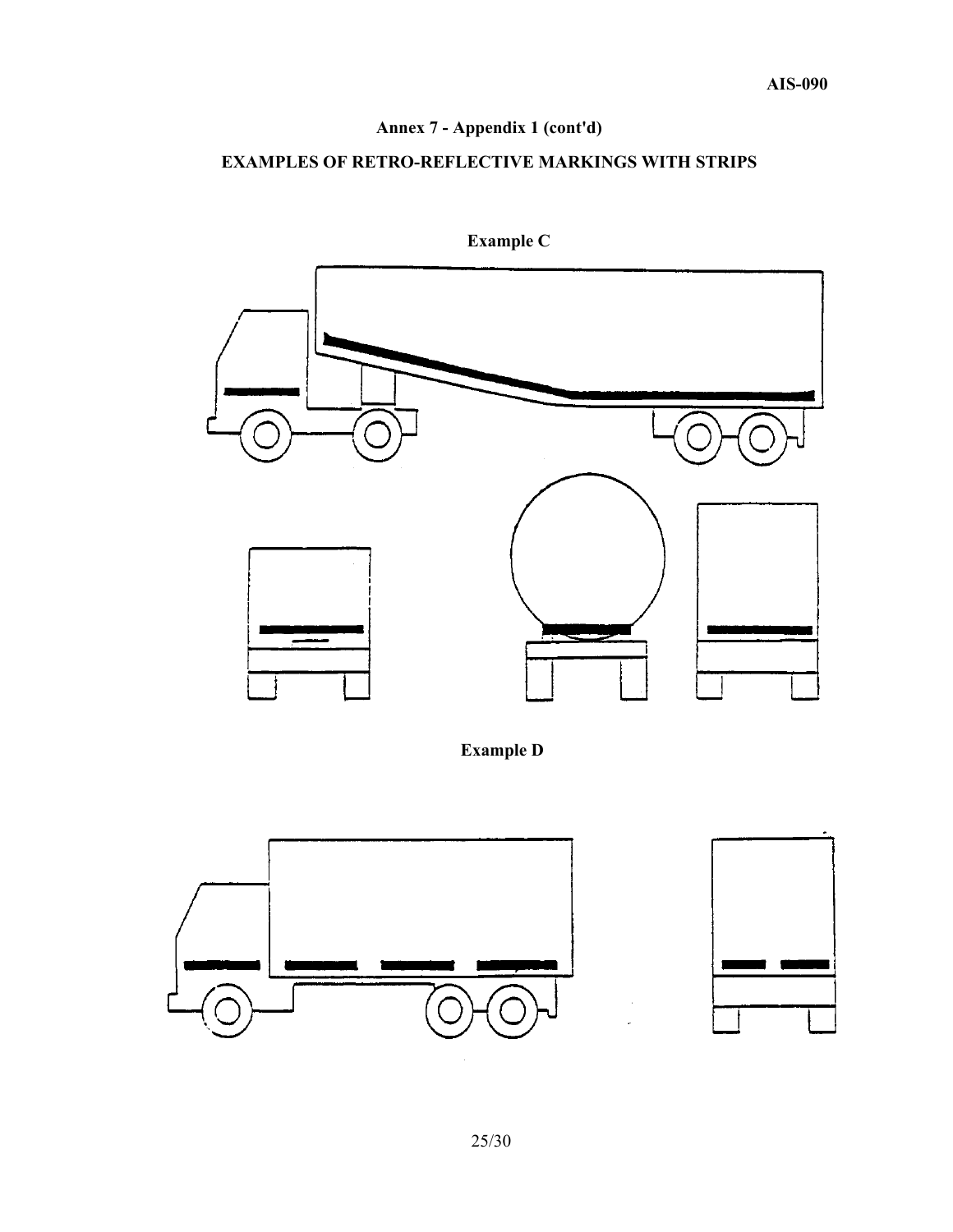**Annex 7 - Appendix 1 (cont'd)**

**EXAMPLES OF RETRO-REFLECTIVE MARKINGS WITH STRIPS**

**Example C**

**Example D**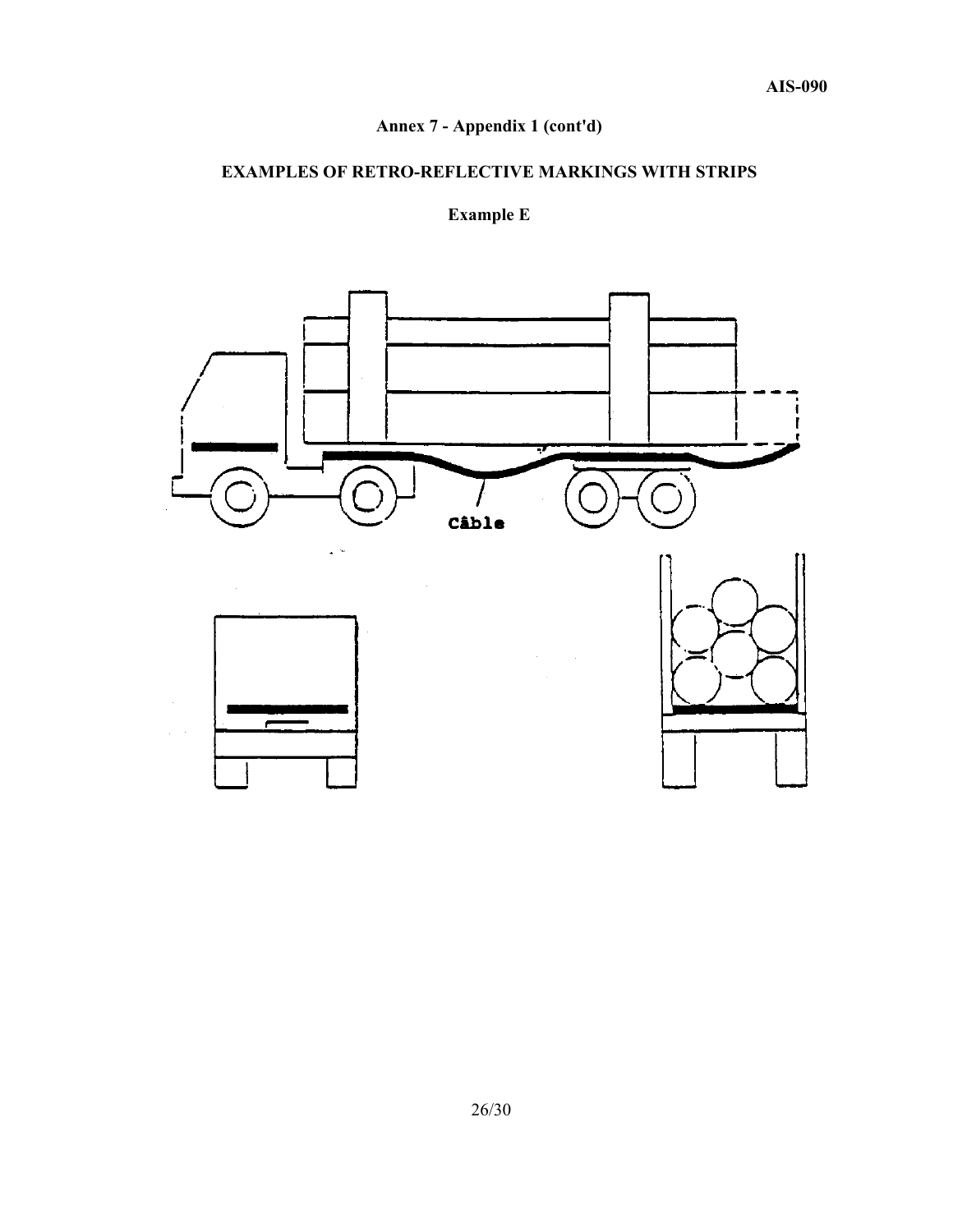**Annex 7 - Appendix 1 (cont'd)**

## EXAMPLES OF RETRO-REFLECTIVE MARKINGS WITH STRIPS

### Example E

Câble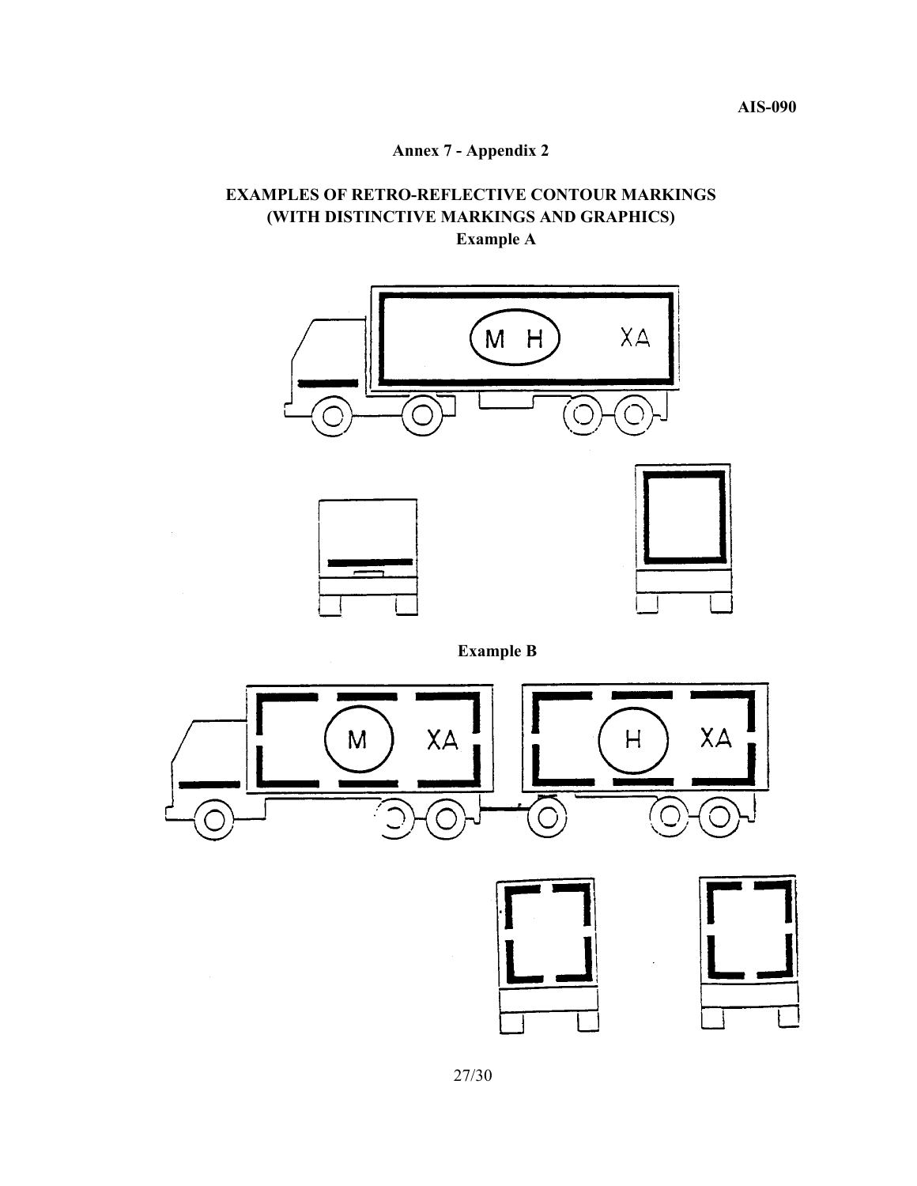## Annex 7 - Appendix 2

## EXAMPLES OF RETRO-REFLECTIVE CONTOUR MARKINGS (WITH DISTINCTIVE MARKINGS AND GRAPHICS)

**Example A**

**Example B**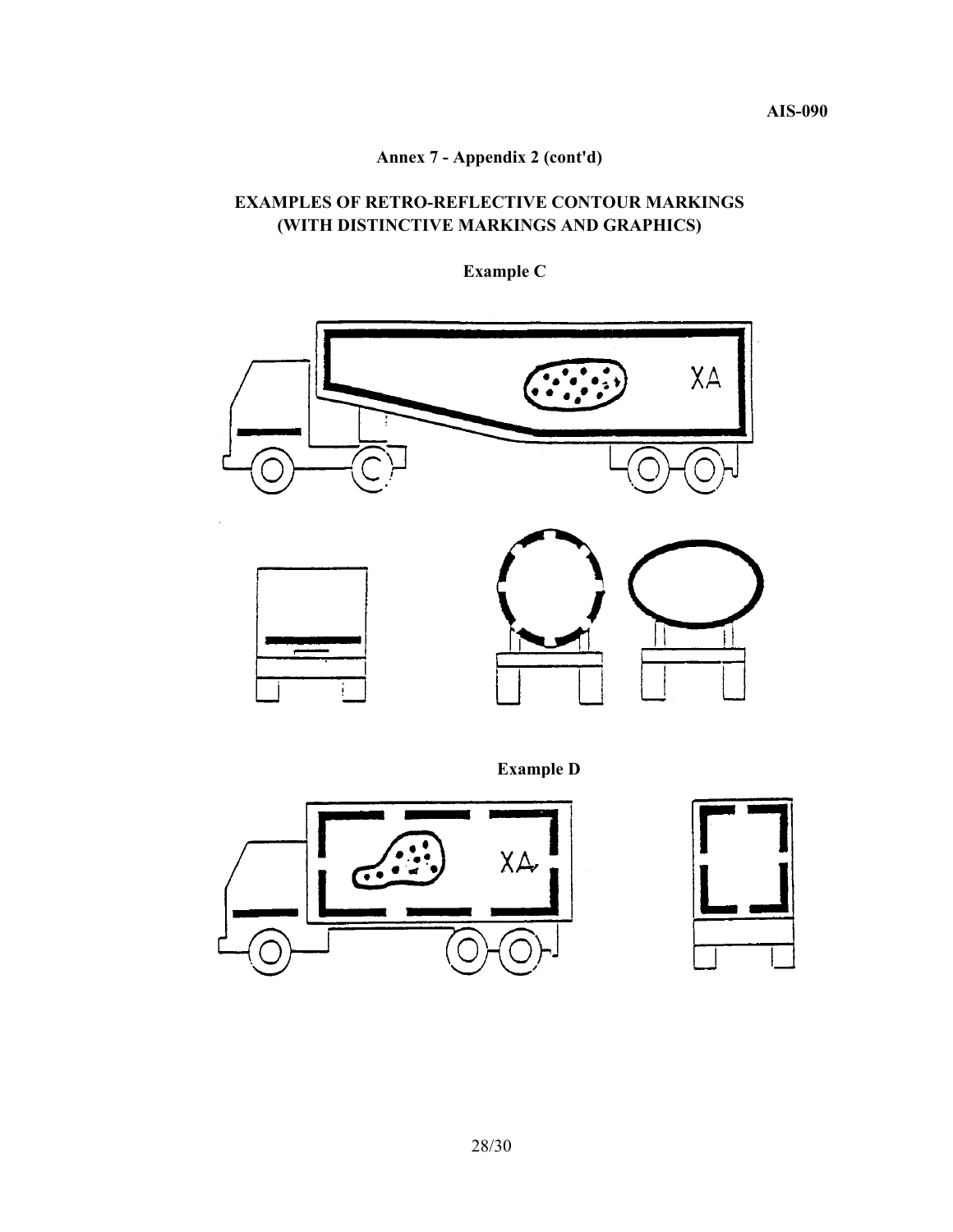## Annex 7 - Appendix 2 (cont'd)

## EXAMPLES OF RETRO-REFLECTIVE CONTOUR MARKINGS (WITH DISTINCTIVE MARKINGS AND GRAPHICS)

**Example C**

**Example D**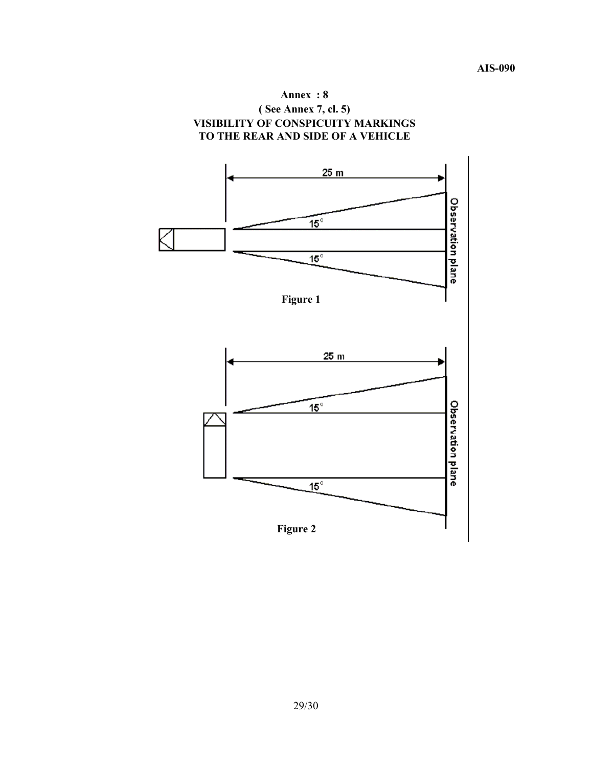# Annex : 8

**( See Annex 7, cl. 5)**

**VISIBILITY OF CONSPICUITY MARKINGS TO THE REAR AND SIDE OF A VEHICLE**

25 m

15°

15°

Observation plane

**Figure 1**

25 m

15°

15°

Observation plane

**Figure 2**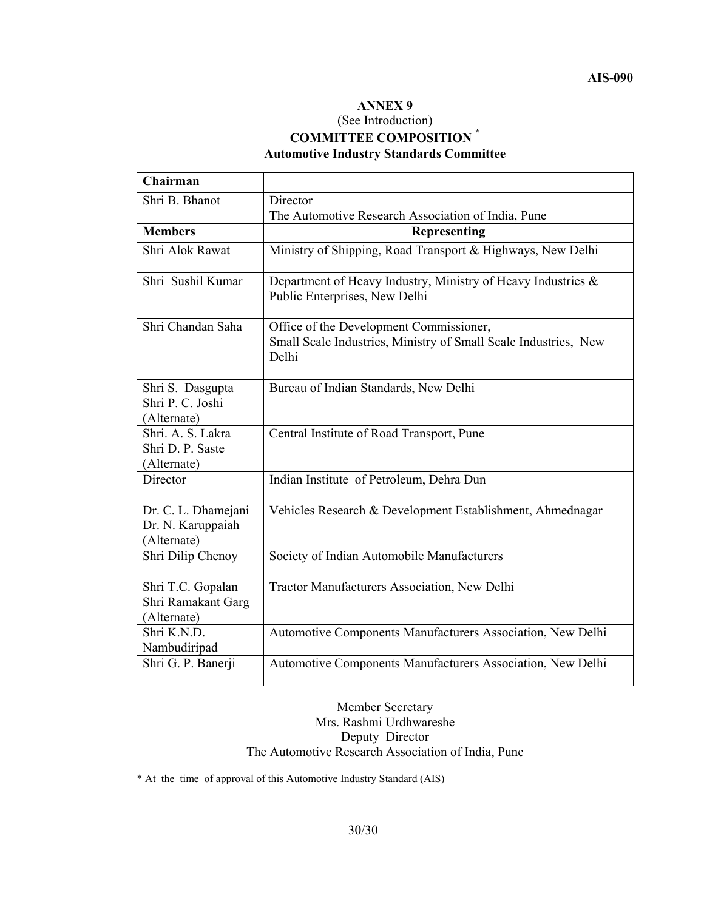## ANNEX 9

(See Introduction)

## COMMITTEE COMPOSITION *

### Automotive Industry Standards Committee

| | |
|---|---|
| **Chairman** | |
| Shri B. Bhanot | Director<br>The Automotive Research Association of India, Pune |
| **Members** | **Representing** |
| Shri Alok Rawat | Ministry of Shipping, Road Transport & Highways, New Delhi |
| Shri Sushil Kumar | Department of Heavy Industry, Ministry of Heavy Industries & Public Enterprises, New Delhi |
| Shri Chandan Saha | Office of the Development Commissioner,<br>Small Scale Industries, Ministry of Small Scale Industries, New Delhi |
| Shri S. Dasgupta<br>Shri P. C. Joshi (Alternate) | Bureau of Indian Standards, New Delhi |
| Shri. A. S. Lakra<br>Shri D. P. Saste (Alternate) | Central Institute of Road Transport, Pune |
| Director | Indian Institute of Petroleum, Dehra Dun |
| Dr. C. L. Dhamejani<br>Dr. N. Karuppaiah (Alternate) | Vehicles Research & Development Establishment, Ahmednagar |
| Shri Dilip Chenoy | Society of Indian Automobile Manufacturers |
| Shri T.C. Gopalan<br>Shri Ramakant Garg (Alternate) | Tractor Manufacturers Association, New Delhi |
| Shri K.N.D. Nambudiripad | Automotive Components Manufacturers Association, New Delhi |
| Shri G. P. Banerji | Automotive Components Manufacturers Association, New Delhi |

Member Secretary
Mrs. Rashmi Urdhwareshe
Deputy Director
The Automotive Research Association of India, Pune

* At the time of approval of this Automotive Industry Standard (AIS)